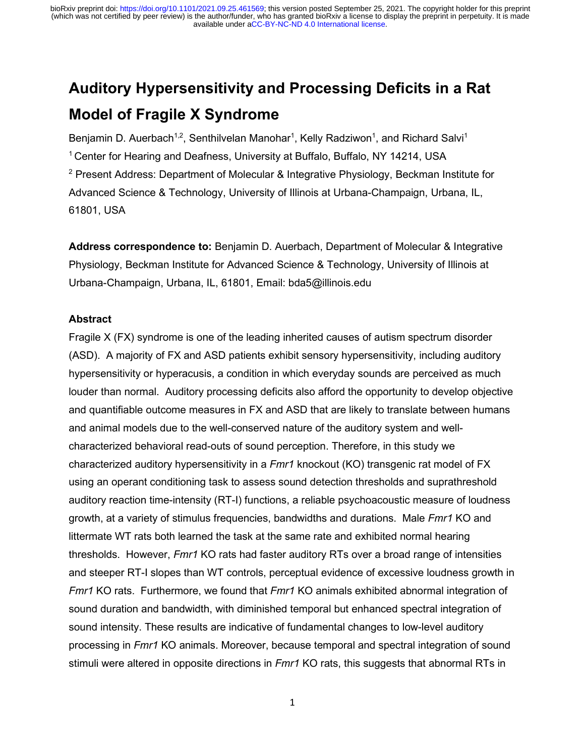# Auditory Hypersensitivity and Processing Deficits in a Rat Model of Fragile X Syndrome

Benjamin D. Auerbach[1,2], Senthilvelan Manohar[1], Kelly Radziwon[1], and Richard Salvi[1]

[1] Center for Hearing and Deafness, University at Buffalo, Buffalo, NY 14214, USA

[2] Present Address: Department of Molecular & Integrative Physiology, Beckman Institute for Advanced Science & Technology, University of Illinois at Urbana-Champaign, Urbana, IL, 61801, USA

**Address correspondence to:** Benjamin D. Auerbach, Department of Molecular & Integrative Physiology, Beckman Institute for Advanced Science & Technology, University of Illinois at Urbana-Champaign, Urbana, IL, 61801, Email: bda5@illinois.edu

## Abstract

Fragile X (FX) syndrome is one of the leading inherited causes of autism spectrum disorder (ASD). A majority of FX and ASD patients exhibit sensory hypersensitivity, including auditory hypersensitivity or hyperacusis, a condition in which everyday sounds are perceived as much louder than normal. Auditory processing deficits also afford the opportunity to develop objective and quantifiable outcome measures in FX and ASD that are likely to translate between humans and animal models due to the well-conserved nature of the auditory system and well-characterized behavioral read-outs of sound perception. Therefore, in this study we characterized auditory hypersensitivity in a *Fmr1* knockout (KO) transgenic rat model of FX using an operant conditioning task to assess sound detection thresholds and suprathreshold auditory reaction time-intensity (RT-I) functions, a reliable psychoacoustic measure of loudness growth, at a variety of stimulus frequencies, bandwidths and durations. Male *Fmr1* KO and littermate WT rats both learned the task at the same rate and exhibited normal hearing thresholds. However, *Fmr1* KO rats had faster auditory RTs over a broad range of intensities and steeper RT-I slopes than WT controls, perceptual evidence of excessive loudness growth in *Fmr1* KO rats. Furthermore, we found that *Fmr1* KO animals exhibited abnormal integration of sound duration and bandwidth, with diminished temporal but enhanced spectral integration of sound intensity. These results are indicative of fundamental changes to low-level auditory processing in *Fmr1* KO animals. Moreover, because temporal and spectral integration of sound stimuli were altered in opposite directions in *Fmr1* KO rats, this suggests that abnormal RTs in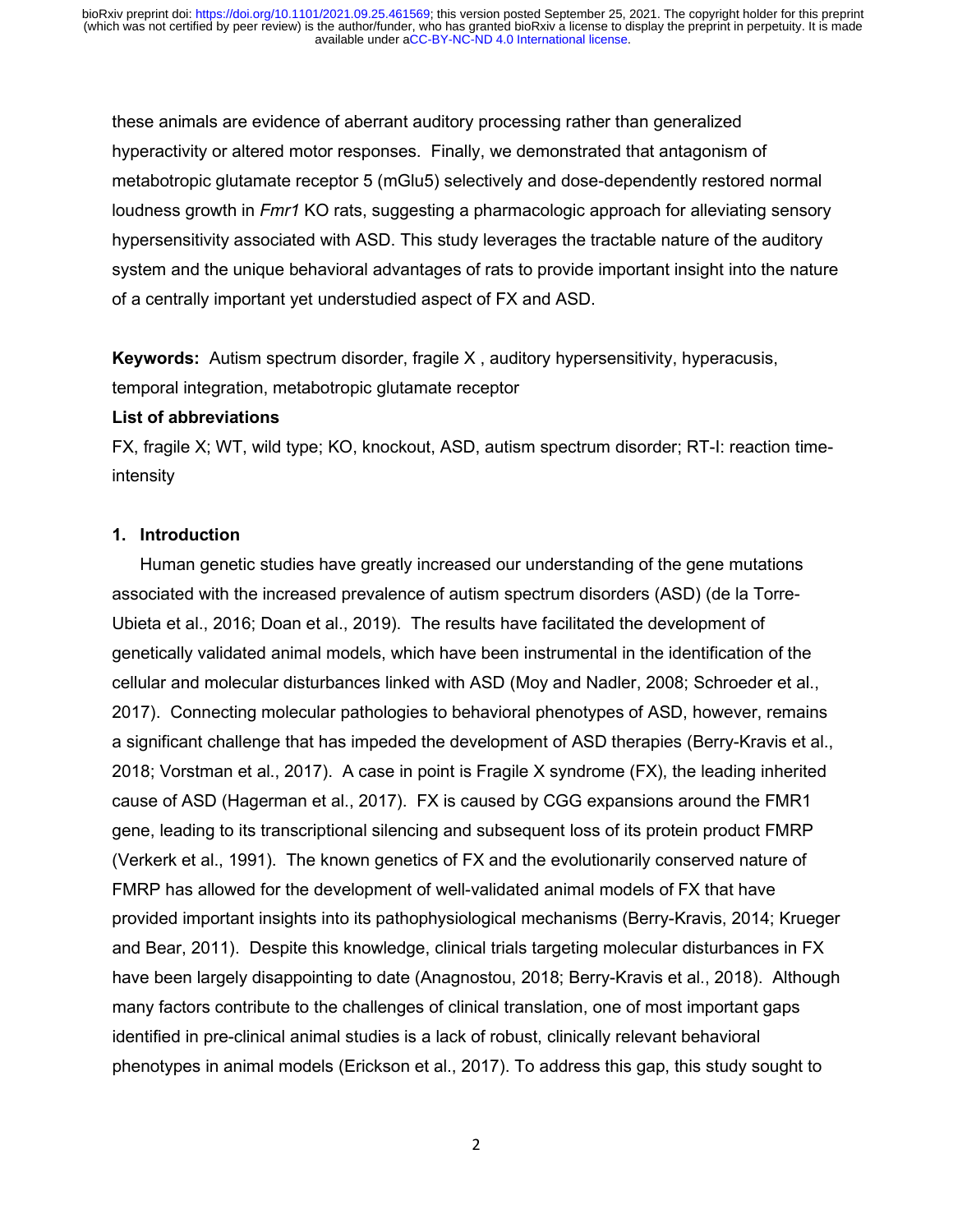these animals are evidence of aberrant auditory processing rather than generalized hyperactivity or altered motor responses. Finally, we demonstrated that antagonism of metabotropic glutamate receptor 5 (mGlu5) selectively and dose-dependently restored normal loudness growth in *Fmr1* KO rats, suggesting a pharmacologic approach for alleviating sensory hypersensitivity associated with ASD. This study leverages the tractable nature of the auditory system and the unique behavioral advantages of rats to provide important insight into the nature of a centrally important yet understudied aspect of FX and ASD.

**Keywords:** Autism spectrum disorder, fragile X , auditory hypersensitivity, hyperacusis, temporal integration, metabotropic glutamate receptor

**List of abbreviations**

FX, fragile X; WT, wild type; KO, knockout, ASD, autism spectrum disorder; RT-I: reaction time-intensity

## 1. Introduction

Human genetic studies have greatly increased our understanding of the gene mutations associated with the increased prevalence of autism spectrum disorders (ASD) (de la Torre-Ubieta et al., 2016; Doan et al., 2019). The results have facilitated the development of genetically validated animal models, which have been instrumental in the identification of the cellular and molecular disturbances linked with ASD (Moy and Nadler, 2008; Schroeder et al., 2017). Connecting molecular pathologies to behavioral phenotypes of ASD, however, remains a significant challenge that has impeded the development of ASD therapies (Berry-Kravis et al., 2018; Vorstman et al., 2017). A case in point is Fragile X syndrome (FX), the leading inherited cause of ASD (Hagerman et al., 2017). FX is caused by CGG expansions around the FMR1 gene, leading to its transcriptional silencing and subsequent loss of its protein product FMRP (Verkerk et al., 1991). The known genetics of FX and the evolutionarily conserved nature of FMRP has allowed for the development of well-validated animal models of FX that have provided important insights into its pathophysiological mechanisms (Berry-Kravis, 2014; Krueger and Bear, 2011). Despite this knowledge, clinical trials targeting molecular disturbances in FX have been largely disappointing to date (Anagnostou, 2018; Berry-Kravis et al., 2018). Although many factors contribute to the challenges of clinical translation, one of most important gaps identified in pre-clinical animal studies is a lack of robust, clinically relevant behavioral phenotypes in animal models (Erickson et al., 2017). To address this gap, this study sought to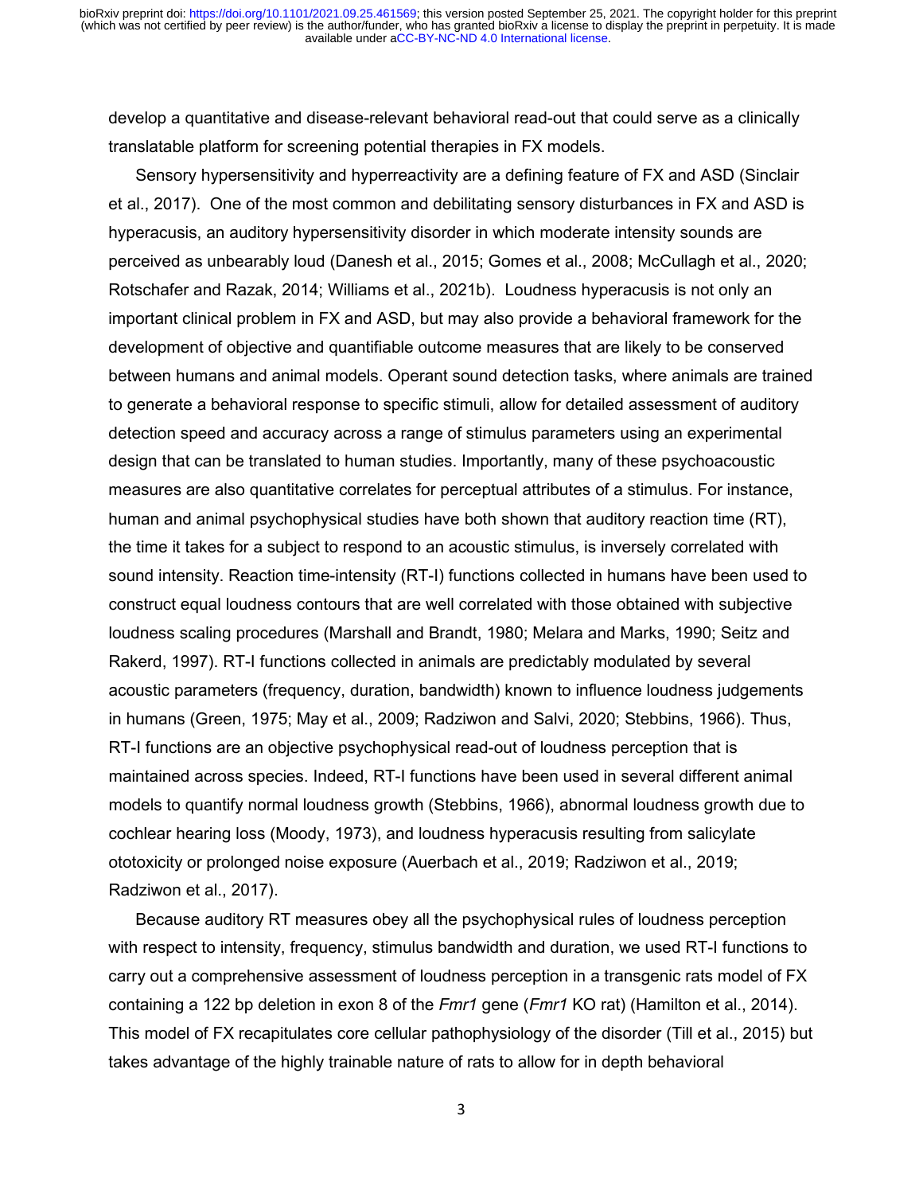develop a quantitative and disease-relevant behavioral read-out that could serve as a clinically translatable platform for screening potential therapies in FX models.

Sensory hypersensitivity and hyperreactivity are a defining feature of FX and ASD (Sinclair et al., 2017). One of the most common and debilitating sensory disturbances in FX and ASD is hyperacusis, an auditory hypersensitivity disorder in which moderate intensity sounds are perceived as unbearably loud (Danesh et al., 2015; Gomes et al., 2008; McCullagh et al., 2020; Rotschafer and Razak, 2014; Williams et al., 2021b). Loudness hyperacusis is not only an important clinical problem in FX and ASD, but may also provide a behavioral framework for the development of objective and quantifiable outcome measures that are likely to be conserved between humans and animal models. Operant sound detection tasks, where animals are trained to generate a behavioral response to specific stimuli, allow for detailed assessment of auditory detection speed and accuracy across a range of stimulus parameters using an experimental design that can be translated to human studies. Importantly, many of these psychoacoustic measures are also quantitative correlates for perceptual attributes of a stimulus. For instance, human and animal psychophysical studies have both shown that auditory reaction time (RT), the time it takes for a subject to respond to an acoustic stimulus, is inversely correlated with sound intensity. Reaction time-intensity (RT-I) functions collected in humans have been used to construct equal loudness contours that are well correlated with those obtained with subjective loudness scaling procedures (Marshall and Brandt, 1980; Melara and Marks, 1990; Seitz and Rakerd, 1997). RT-I functions collected in animals are predictably modulated by several acoustic parameters (frequency, duration, bandwidth) known to influence loudness judgements in humans (Green, 1975; May et al., 2009; Radziwon and Salvi, 2020; Stebbins, 1966). Thus, RT-I functions are an objective psychophysical read-out of loudness perception that is maintained across species. Indeed, RT-I functions have been used in several different animal models to quantify normal loudness growth (Stebbins, 1966), abnormal loudness growth due to cochlear hearing loss (Moody, 1973), and loudness hyperacusis resulting from salicylate ototoxicity or prolonged noise exposure (Auerbach et al., 2019; Radziwon et al., 2019; Radziwon et al., 2017).

Because auditory RT measures obey all the psychophysical rules of loudness perception with respect to intensity, frequency, stimulus bandwidth and duration, we used RT-I functions to carry out a comprehensive assessment of loudness perception in a transgenic rats model of FX containing a 122 bp deletion in exon 8 of the *Fmr1* gene (*Fmr1* KO rat) (Hamilton et al., 2014). This model of FX recapitulates core cellular pathophysiology of the disorder (Till et al., 2015) but takes advantage of the highly trainable nature of rats to allow for in depth behavioral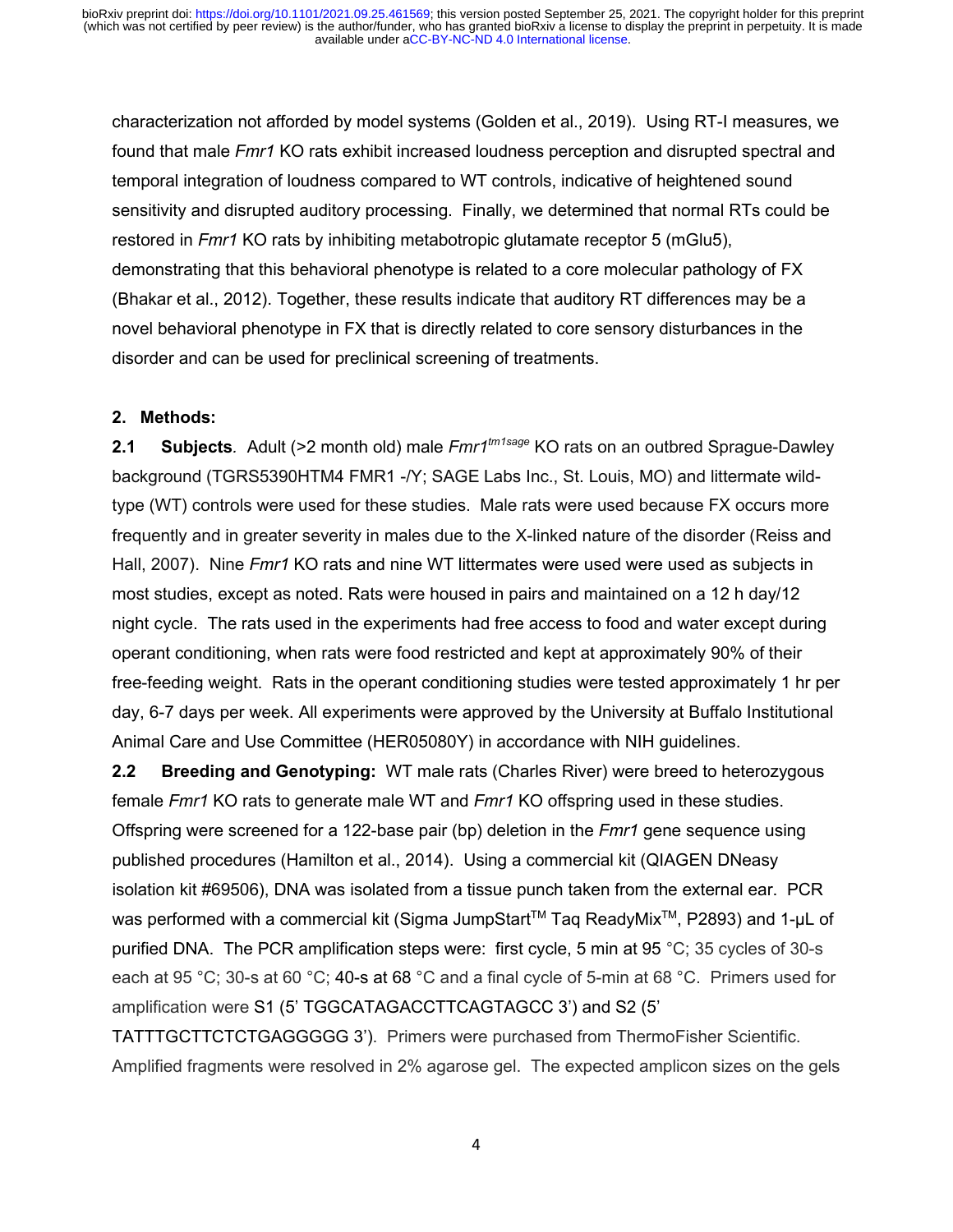characterization not afforded by model systems (Golden et al., 2019). Using RT-I measures, we found that male *Fmr1* KO rats exhibit increased loudness perception and disrupted spectral and temporal integration of loudness compared to WT controls, indicative of heightened sound sensitivity and disrupted auditory processing. Finally, we determined that normal RTs could be restored in *Fmr1* KO rats by inhibiting metabotropic glutamate receptor 5 (mGlu5), demonstrating that this behavioral phenotype is related to a core molecular pathology of FX (Bhakar et al., 2012). Together, these results indicate that auditory RT differences may be a novel behavioral phenotype in FX that is directly related to core sensory disturbances in the disorder and can be used for preclinical screening of treatments.

## 2. Methods:

**2.1 Subjects**. Adult (>2 month old) male *Fmr1$^{tm1sage}$* KO rats on an outbred Sprague-Dawley background (TGRS5390HTM4 FMR1 -/Y; SAGE Labs Inc., St. Louis, MO) and littermate wild-type (WT) controls were used for these studies. Male rats were used because FX occurs more frequently and in greater severity in males due to the X-linked nature of the disorder (Reiss and Hall, 2007). Nine *Fmr1* KO rats and nine WT littermates were used were used as subjects in most studies, except as noted. Rats were housed in pairs and maintained on a 12 h day/12 night cycle. The rats used in the experiments had free access to food and water except during operant conditioning, when rats were food restricted and kept at approximately 90% of their free-feeding weight. Rats in the operant conditioning studies were tested approximately 1 hr per day, 6-7 days per week. All experiments were approved by the University at Buffalo Institutional Animal Care and Use Committee (HER05080Y) in accordance with NIH guidelines.

**2.2 Breeding and Genotyping:** WT male rats (Charles River) were breed to heterozygous female *Fmr1* KO rats to generate male WT and *Fmr1* KO offspring used in these studies. Offspring were screened for a 122-base pair (bp) deletion in the *Fmr1* gene sequence using published procedures (Hamilton et al., 2014). Using a commercial kit (QIAGEN DNeasy isolation kit #69506), DNA was isolated from a tissue punch taken from the external ear. PCR was performed with a commercial kit (Sigma JumpStart™ Taq ReadyMix™, P2893) and 1-μL of purified DNA. The PCR amplification steps were: first cycle, 5 min at 95 °C; 35 cycles of 30-s each at 95 °C; 30-s at 60 °C; 40-s at 68 °C and a final cycle of 5-min at 68 °C. Primers used for amplification were S1 (5' TGGCATAGACCTTCAGTAGCC 3') and S2 (5' TATTTGCTTCTCTGAGGGGG 3'). Primers were purchased from ThermoFisher Scientific. Amplified fragments were resolved in 2% agarose gel. The expected amplicon sizes on the gels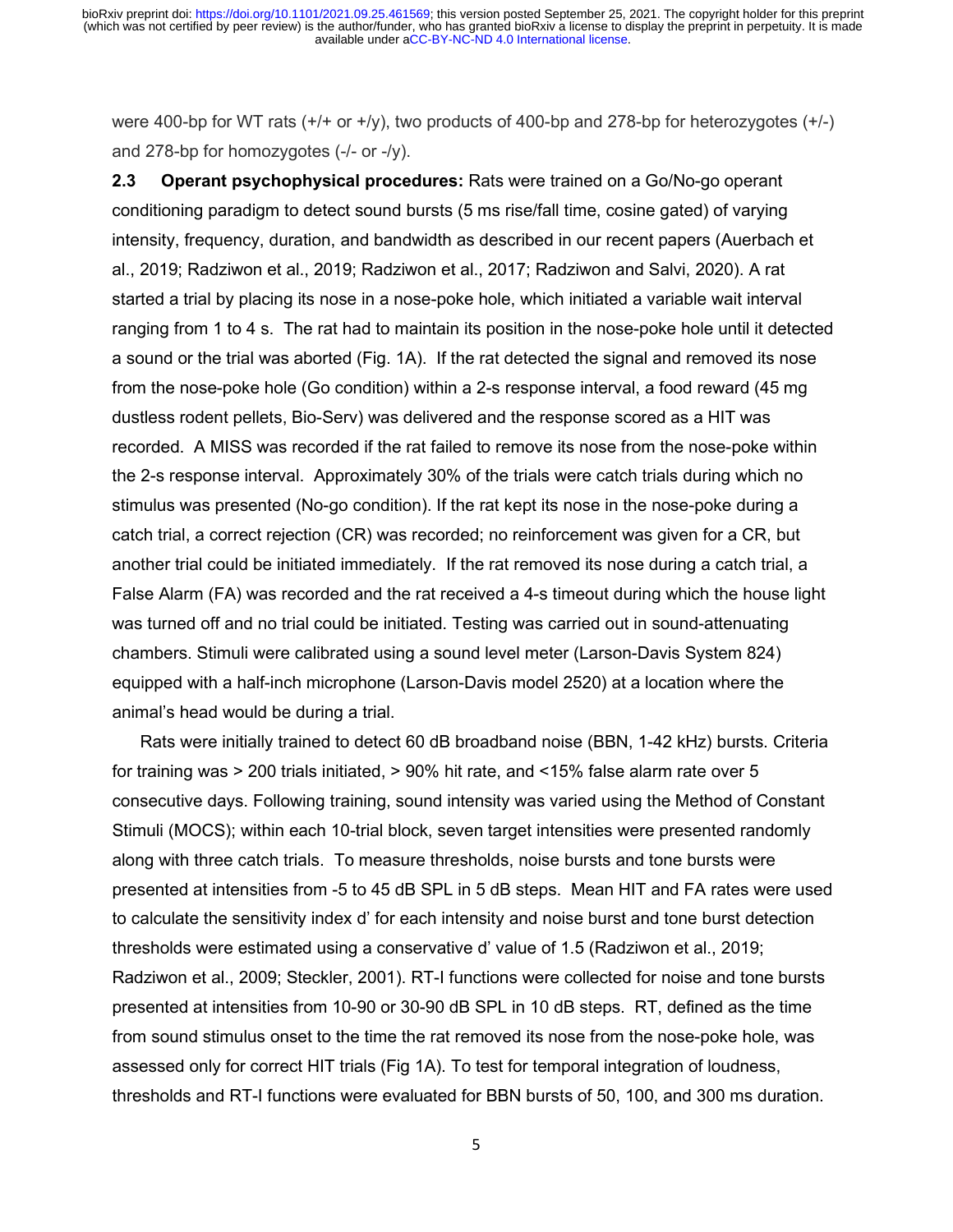were 400-bp for WT rats (+/+ or +/y), two products of 400-bp and 278-bp for heterozygotes (+/-) and 278-bp for homozygotes (-/- or -/y).

**2.3 Operant psychophysical procedures:** Rats were trained on a Go/No-go operant conditioning paradigm to detect sound bursts (5 ms rise/fall time, cosine gated) of varying intensity, frequency, duration, and bandwidth as described in our recent papers (Auerbach et al., 2019; Radziwon et al., 2019; Radziwon et al., 2017; Radziwon and Salvi, 2020). A rat started a trial by placing its nose in a nose-poke hole, which initiated a variable wait interval ranging from 1 to 4 s. The rat had to maintain its position in the nose-poke hole until it detected a sound or the trial was aborted (Fig. 1A). If the rat detected the signal and removed its nose from the nose-poke hole (Go condition) within a 2-s response interval, a food reward (45 mg dustless rodent pellets, Bio-Serv) was delivered and the response scored as a HIT was recorded. A MISS was recorded if the rat failed to remove its nose from the nose-poke within the 2-s response interval. Approximately 30% of the trials were catch trials during which no stimulus was presented (No-go condition). If the rat kept its nose in the nose-poke during a catch trial, a correct rejection (CR) was recorded; no reinforcement was given for a CR, but another trial could be initiated immediately. If the rat removed its nose during a catch trial, a False Alarm (FA) was recorded and the rat received a 4-s timeout during which the house light was turned off and no trial could be initiated. Testing was carried out in sound-attenuating chambers. Stimuli were calibrated using a sound level meter (Larson-Davis System 824) equipped with a half-inch microphone (Larson-Davis model 2520) at a location where the animal's head would be during a trial.

Rats were initially trained to detect 60 dB broadband noise (BBN, 1-42 kHz) bursts. Criteria for training was > 200 trials initiated, > 90% hit rate, and <15% false alarm rate over 5 consecutive days. Following training, sound intensity was varied using the Method of Constant Stimuli (MOCS); within each 10-trial block, seven target intensities were presented randomly along with three catch trials. To measure thresholds, noise bursts and tone bursts were presented at intensities from -5 to 45 dB SPL in 5 dB steps. Mean HIT and FA rates were used to calculate the sensitivity index d' for each intensity and noise burst and tone burst detection thresholds were estimated using a conservative d' value of 1.5 (Radziwon et al., 2019; Radziwon et al., 2009; Steckler, 2001). RT-I functions were collected for noise and tone bursts presented at intensities from 10-90 or 30-90 dB SPL in 10 dB steps. RT, defined as the time from sound stimulus onset to the time the rat removed its nose from the nose-poke hole, was assessed only for correct HIT trials (Fig 1A). To test for temporal integration of loudness, thresholds and RT-I functions were evaluated for BBN bursts of 50, 100, and 300 ms duration.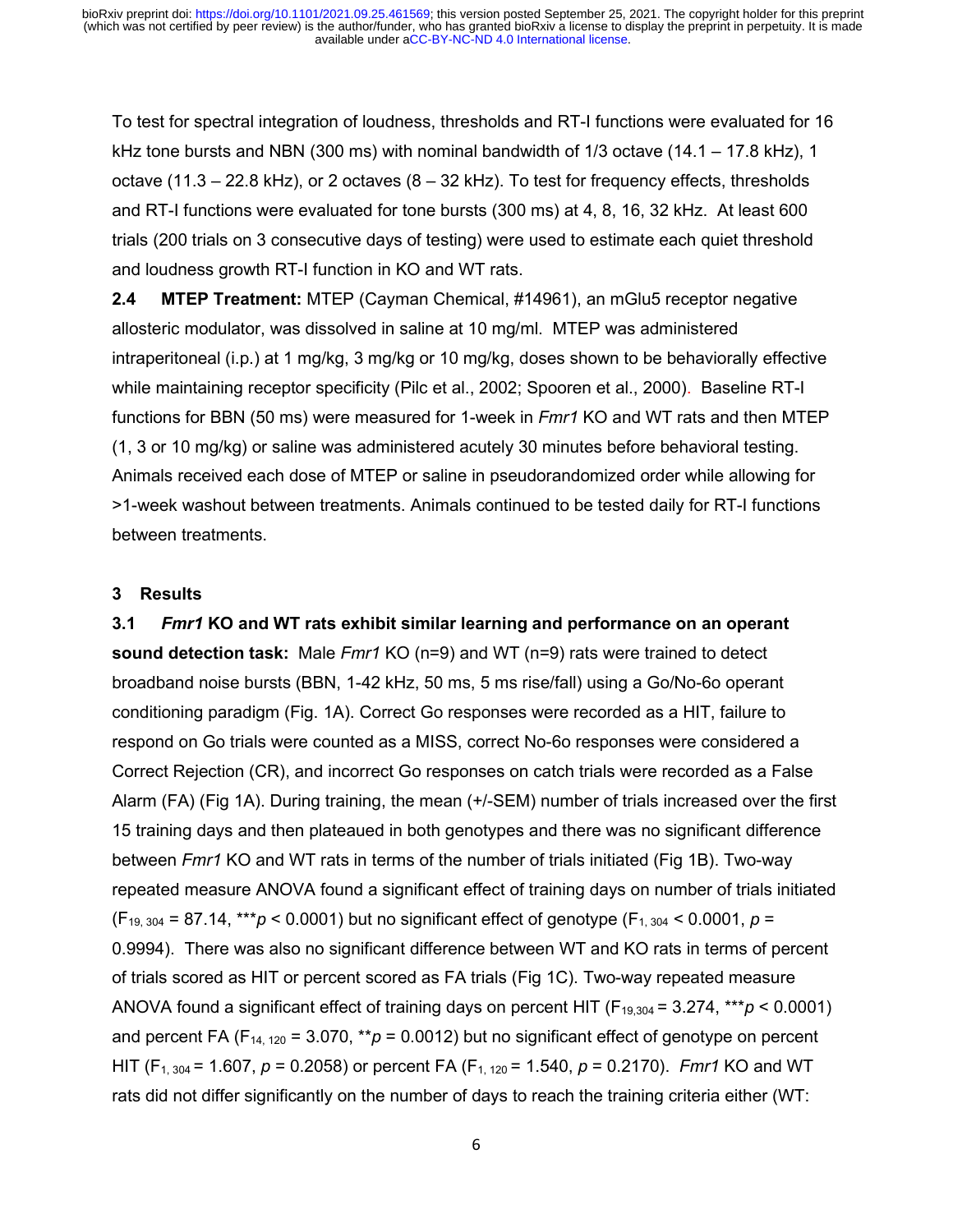To test for spectral integration of loudness, thresholds and RT-I functions were evaluated for 16 kHz tone bursts and NBN (300 ms) with nominal bandwidth of 1/3 octave (14.1 – 17.8 kHz), 1 octave (11.3 – 22.8 kHz), or 2 octaves (8 – 32 kHz). To test for frequency effects, thresholds and RT-I functions were evaluated for tone bursts (300 ms) at 4, 8, 16, 32 kHz. At least 600 trials (200 trials on 3 consecutive days of testing) were used to estimate each quiet threshold and loudness growth RT-I function in KO and WT rats.

**2.4 MTEP Treatment:** MTEP (Cayman Chemical, #14961), an mGlu5 receptor negative allosteric modulator, was dissolved in saline at 10 mg/ml. MTEP was administered intraperitoneal (i.p.) at 1 mg/kg, 3 mg/kg or 10 mg/kg, doses shown to be behaviorally effective while maintaining receptor specificity (Pilc et al., 2002; Spooren et al., 2000). Baseline RT-I functions for BBN (50 ms) were measured for 1-week in *Fmr1* KO and WT rats and then MTEP (1, 3 or 10 mg/kg) or saline was administered acutely 30 minutes before behavioral testing. Animals received each dose of MTEP or saline in pseudorandomized order while allowing for >1-week washout between treatments. Animals continued to be tested daily for RT-I functions between treatments.

## 3 Results

**3.1 *Fmr1* KO and WT rats exhibit similar learning and performance on an operant sound detection task:** Male *Fmr1* KO (n=9) and WT (n=9) rats were trained to detect broadband noise bursts (BBN, 1-42 kHz, 50 ms, 5 ms rise/fall) using a Go/No-6o operant conditioning paradigm (Fig. 1A). Correct Go responses were recorded as a HIT, failure to respond on Go trials were counted as a MISS, correct No-6o responses were considered a Correct Rejection (CR), and incorrect Go responses on catch trials were recorded as a False Alarm (FA) (Fig 1A). During training, the mean (+/-SEM) number of trials increased over the first 15 training days and then plateaued in both genotypes and there was no significant difference between *Fmr1* KO and WT rats in terms of the number of trials initiated (Fig 1B). Two-way repeated measure ANOVA found a significant effect of training days on number of trials initiated ($F_{19, 304} = 87.14$, ***$p < 0.0001$) but no significant effect of genotype ($F_{1, 304} < 0.0001$, $p = 0.9994$). There was also no significant difference between WT and KO rats in terms of percent of trials scored as HIT or percent scored as FA trials (Fig 1C). Two-way repeated measure ANOVA found a significant effect of training days on percent HIT ($F_{19,304} = 3.274$, ***$p < 0.0001$) and percent FA ($F_{14, 120} = 3.070$, **$p = 0.0012$) but no significant effect of genotype on percent HIT ($F_{1, 304} = 1.607$, $p = 0.2058$) or percent FA ($F_{1, 120} = 1.540$, $p = 0.2170$). *Fmr1* KO and WT rats did not differ significantly on the number of days to reach the training criteria either (WT: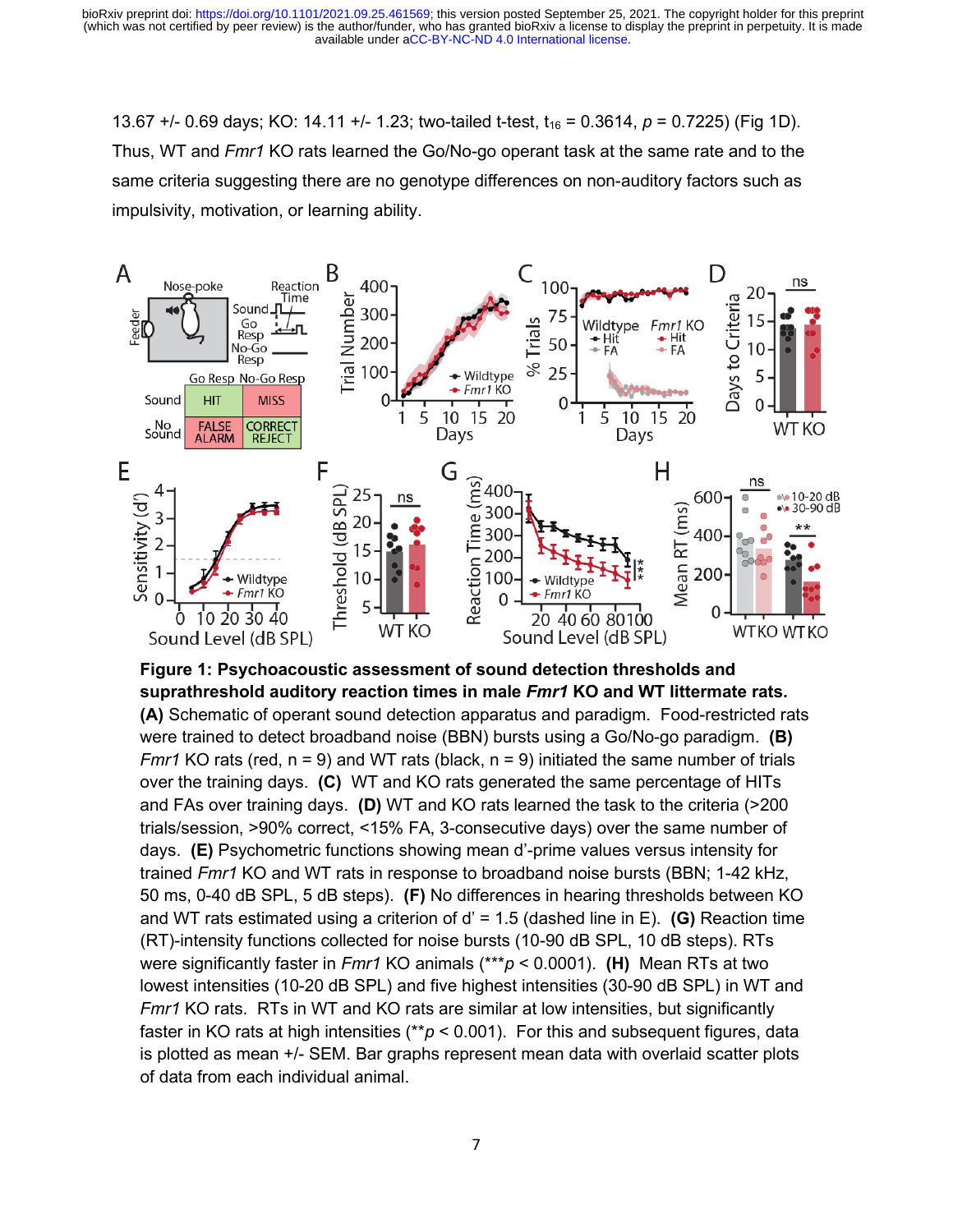13.67 +/- 0.69 days; KO: 14.11 +/- 1.23; two-tailed t-test, $t_{16} = 0.3614$, $p = 0.7225$) (Fig 1D). Thus, WT and *Fmr1* KO rats learned the Go/No-go operant task at the same rate and to the same criteria suggesting there are no genotype differences on non-auditory factors such as impulsivity, motivation, or learning ability.

**Figure 1: Psychoacoustic assessment of sound detection thresholds and suprathreshold auditory reaction times in male *Fmr1* KO and WT littermate rats.** **(A)** Schematic of operant sound detection apparatus and paradigm. Food-restricted rats were trained to detect broadband noise (BBN) bursts using a Go/No-go paradigm. **(B)** *Fmr1* KO rats (red, n = 9) and WT rats (black, n = 9) initiated the same number of trials over the training days. **(C)** WT and KO rats generated the same percentage of HITs and FAs over training days. **(D)** WT and KO rats learned the task to the criteria (>200 trials/session, >90% correct, <15% FA, 3-consecutive days) over the same number of days. **(E)** Psychometric functions showing mean d'-prime values versus intensity for trained *Fmr1* KO and WT rats in response to broadband noise bursts (BBN; 1-42 kHz, 50 ms, 0-40 dB SPL, 5 dB steps). **(F)** No differences in hearing thresholds between KO and WT rats estimated using a criterion of d' = 1.5 (dashed line in E). **(G)** Reaction time (RT)-intensity functions collected for noise bursts (10-90 dB SPL, 10 dB steps). RTs were significantly faster in *Fmr1* KO animals (***$p < 0.0001$). **(H)** Mean RTs at two lowest intensities (10-20 dB SPL) and five highest intensities (30-90 dB SPL) in WT and *Fmr1* KO rats. RTs in WT and KO rats are similar at low intensities, but significantly faster in KO rats at high intensities (**$p < 0.001$). For this and subsequent figures, data is plotted as mean +/- SEM. Bar graphs represent mean data with overlaid scatter plots of data from each individual animal.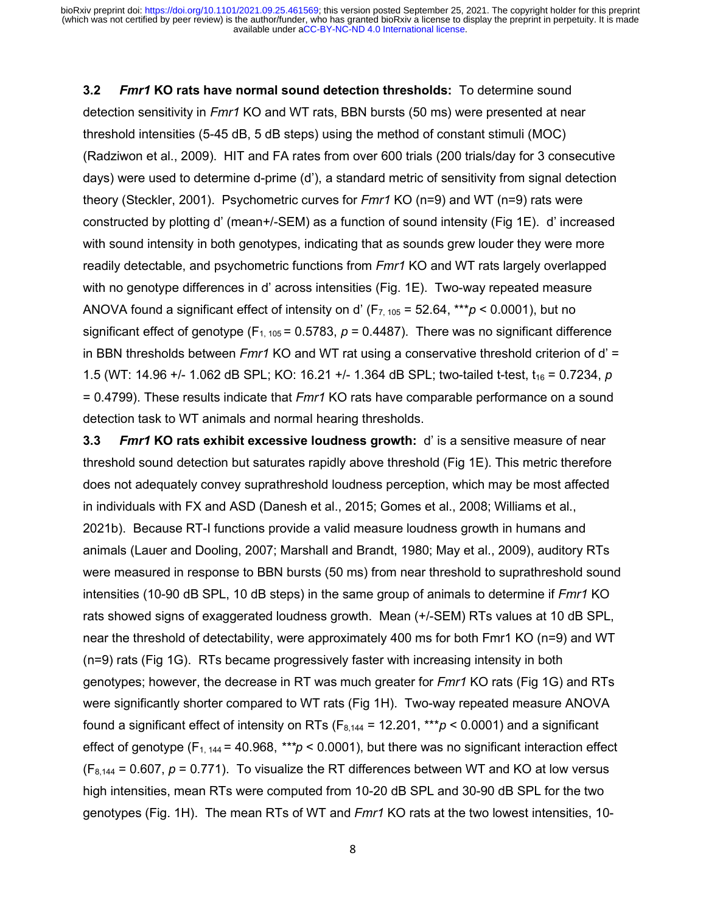**3.2 *Fmr1* KO rats have normal sound detection thresholds:** To determine sound detection sensitivity in *Fmr1* KO and WT rats, BBN bursts (50 ms) were presented at near threshold intensities (5-45 dB, 5 dB steps) using the method of constant stimuli (MOC) (Radziwon et al., 2009). HIT and FA rates from over 600 trials (200 trials/day for 3 consecutive days) were used to determine d-prime (d'), a standard metric of sensitivity from signal detection theory (Steckler, 2001). Psychometric curves for *Fmr1* KO (n=9) and WT (n=9) rats were constructed by plotting d' (mean+/-SEM) as a function of sound intensity (Fig 1E). d' increased with sound intensity in both genotypes, indicating that as sounds grew louder they were more readily detectable, and psychometric functions from *Fmr1* KO and WT rats largely overlapped with no genotype differences in d' across intensities (Fig. 1E). Two-way repeated measure ANOVA found a significant effect of intensity on d' ($F_{7, 105}$ = 52.64, ****p* < 0.0001), but no significant effect of genotype ($F_{1, 105}$ = 0.5783, *p* = 0.4487). There was no significant difference in BBN thresholds between *Fmr1* KO and WT rat using a conservative threshold criterion of d' = 1.5 (WT: 14.96 +/- 1.062 dB SPL; KO: 16.21 +/- 1.364 dB SPL; two-tailed t-test, $t_{16}$ = 0.7234, *p* = 0.4799). These results indicate that *Fmr1* KO rats have comparable performance on a sound detection task to WT animals and normal hearing thresholds.

**3.3 *Fmr1* KO rats exhibit excessive loudness growth:** d' is a sensitive measure of near threshold sound detection but saturates rapidly above threshold (Fig 1E). This metric therefore does not adequately convey suprathreshold loudness perception, which may be most affected in individuals with FX and ASD (Danesh et al., 2015; Gomes et al., 2008; Williams et al., 2021b). Because RT-I functions provide a valid measure loudness growth in humans and animals (Lauer and Dooling, 2007; Marshall and Brandt, 1980; May et al., 2009), auditory RTs were measured in response to BBN bursts (50 ms) from near threshold to suprathreshold sound intensities (10-90 dB SPL, 10 dB steps) in the same group of animals to determine if *Fmr1* KO rats showed signs of exaggerated loudness growth. Mean (+/-SEM) RTs values at 10 dB SPL, near the threshold of detectability, were approximately 400 ms for both Fmr1 KO (n=9) and WT (n=9) rats (Fig 1G). RTs became progressively faster with increasing intensity in both genotypes; however, the decrease in RT was much greater for *Fmr1* KO rats (Fig 1G) and RTs were significantly shorter compared to WT rats (Fig 1H). Two-way repeated measure ANOVA found a significant effect of intensity on RTs ($F_{8,144}$ = 12.201, ****p* < 0.0001) and a significant effect of genotype ($F_{1, 144}$ = 40.968, ****p* < 0.0001), but there was no significant interaction effect ($F_{8,144}$ = 0.607, *p* = 0.771). To visualize the RT differences between WT and KO at low versus high intensities, mean RTs were computed from 10-20 dB SPL and 30-90 dB SPL for the two genotypes (Fig. 1H). The mean RTs of WT and *Fmr1* KO rats at the two lowest intensities, 10-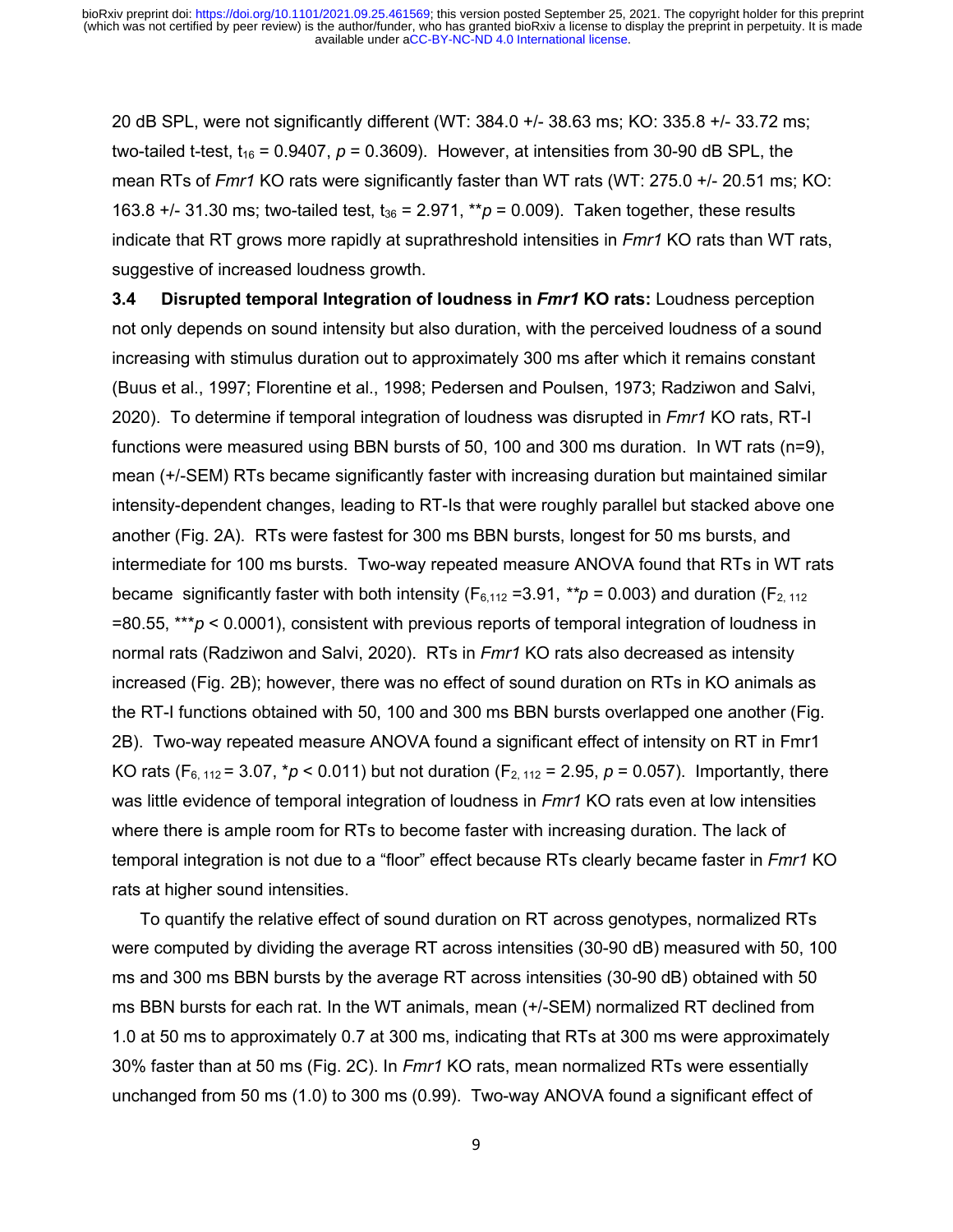20 dB SPL, were not significantly different (WT: 384.0 +/- 38.63 ms; KO: 335.8 +/- 33.72 ms; two-tailed t-test, $t_{16}$ = 0.9407, $p$ = 0.3609). However, at intensities from 30-90 dB SPL, the mean RTs of *Fmr1* KO rats were significantly faster than WT rats (WT: 275.0 +/- 20.51 ms; KO: 163.8 +/- 31.30 ms; two-tailed test, $t_{36}$ = 2.971, \*\*$p$ = 0.009). Taken together, these results indicate that RT grows more rapidly at suprathreshold intensities in *Fmr1* KO rats than WT rats, suggestive of increased loudness growth.

**3.4 Disrupted temporal Integration of loudness in *Fmr1* KO rats:** Loudness perception not only depends on sound intensity but also duration, with the perceived loudness of a sound increasing with stimulus duration out to approximately 300 ms after which it remains constant (Buus et al., 1997; Florentine et al., 1998; Pedersen and Poulsen, 1973; Radziwon and Salvi, 2020). To determine if temporal integration of loudness was disrupted in *Fmr1* KO rats, RT-I functions were measured using BBN bursts of 50, 100 and 300 ms duration. In WT rats (n=9), mean (+/-SEM) RTs became significantly faster with increasing duration but maintained similar intensity-dependent changes, leading to RT-Is that were roughly parallel but stacked above one another (Fig. 2A). RTs were fastest for 300 ms BBN bursts, longest for 50 ms bursts, and intermediate for 100 ms bursts. Two-way repeated measure ANOVA found that RTs in WT rats became significantly faster with both intensity ($F_{6,112}$ =3.91, \*\*$p$ = 0.003) and duration ($F_{2, 112}$ =80.55, \*\*\*$p$ < 0.0001), consistent with previous reports of temporal integration of loudness in normal rats (Radziwon and Salvi, 2020). RTs in *Fmr1* KO rats also decreased as intensity increased (Fig. 2B); however, there was no effect of sound duration on RTs in KO animals as the RT-I functions obtained with 50, 100 and 300 ms BBN bursts overlapped one another (Fig. 2B). Two-way repeated measure ANOVA found a significant effect of intensity on RT in Fmr1 KO rats ($F_{6, 112}$ = 3.07, \*$p$ < 0.011) but not duration ($F_{2, 112}$ = 2.95, $p$ = 0.057). Importantly, there was little evidence of temporal integration of loudness in *Fmr1* KO rats even at low intensities where there is ample room for RTs to become faster with increasing duration. The lack of temporal integration is not due to a "floor" effect because RTs clearly became faster in *Fmr1* KO rats at higher sound intensities.

To quantify the relative effect of sound duration on RT across genotypes, normalized RTs were computed by dividing the average RT across intensities (30-90 dB) measured with 50, 100 ms and 300 ms BBN bursts by the average RT across intensities (30-90 dB) obtained with 50 ms BBN bursts for each rat. In the WT animals, mean (+/-SEM) normalized RT declined from 1.0 at 50 ms to approximately 0.7 at 300 ms, indicating that RTs at 300 ms were approximately 30% faster than at 50 ms (Fig. 2C). In *Fmr1* KO rats, mean normalized RTs were essentially unchanged from 50 ms (1.0) to 300 ms (0.99). Two-way ANOVA found a significant effect of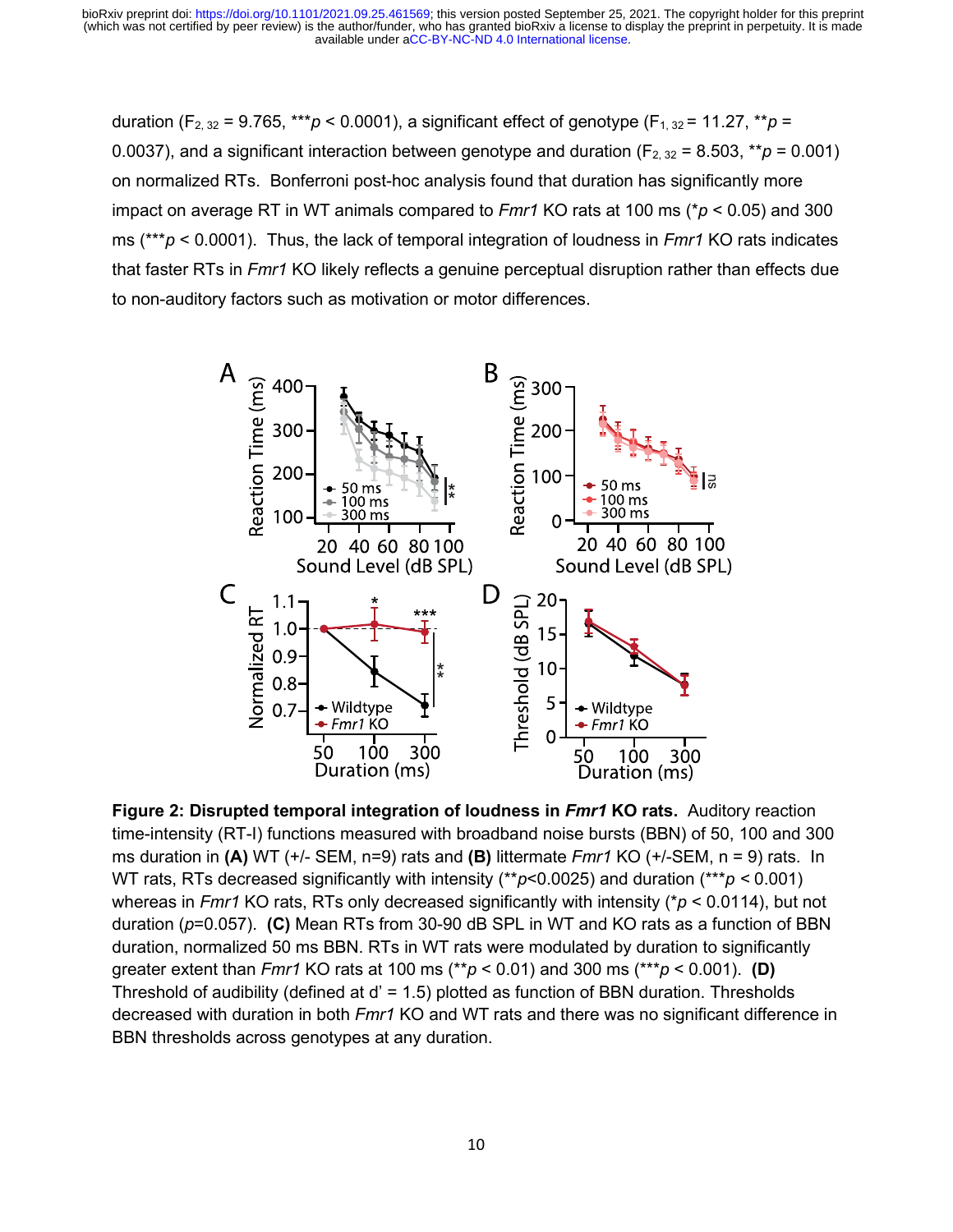duration ($F_{2, 32} = 9.765$, ***$p < 0.0001$), a significant effect of genotype ($F_{1, 32} = 11.27$, **$p = 0.0037$), and a significant interaction between genotype and duration ($F_{2, 32} = 8.503$, **$p = 0.001$) on normalized RTs. Bonferroni post-hoc analysis found that duration has significantly more impact on average RT in WT animals compared to *Fmr1* KO rats at 100 ms (*$p < 0.05$) and 300 ms (***$p < 0.0001$). Thus, the lack of temporal integration of loudness in *Fmr1* KO rats indicates that faster RTs in *Fmr1* KO likely reflects a genuine perceptual disruption rather than effects due to non-auditory factors such as motivation or motor differences.

**Figure 2: Disrupted temporal integration of loudness in *Fmr1* KO rats.** Auditory reaction time-intensity (RT-I) functions measured with broadband noise bursts (BBN) of 50, 100 and 300 ms duration in **(A)** WT (+/- SEM, n=9) rats and **(B)** littermate *Fmr1* KO (+/-SEM, n = 9) rats. In WT rats, RTs decreased significantly with intensity (**$p<0.0025$) and duration (***$p < 0.001$) whereas in *Fmr1* KO rats, RTs only decreased significantly with intensity (*$p < 0.0114$), but not duration ($p=0.057$). **(C)** Mean RTs from 30-90 dB SPL in WT and KO rats as a function of BBN duration, normalized 50 ms BBN. RTs in WT rats were modulated by duration to significantly greater extent than *Fmr1* KO rats at 100 ms (**$p < 0.01$) and 300 ms (***$p < 0.001$). **(D)** Threshold of audibility (defined at d' = 1.5) plotted as function of BBN duration. Thresholds decreased with duration in both *Fmr1* KO and WT rats and there was no significant difference in BBN thresholds across genotypes at any duration.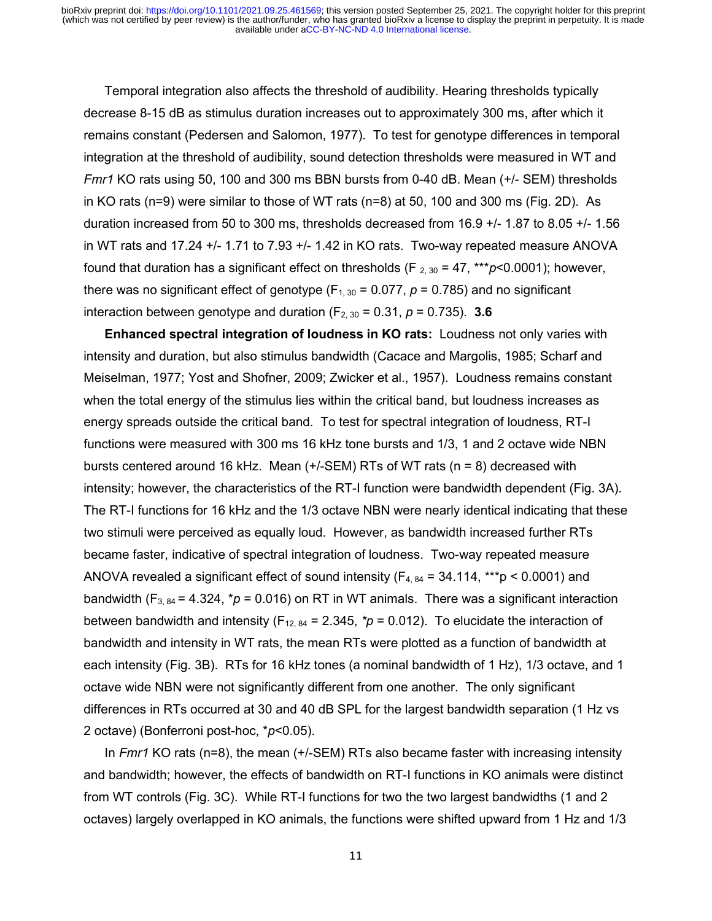Temporal integration also affects the threshold of audibility. Hearing thresholds typically decrease 8-15 dB as stimulus duration increases out to approximately 300 ms, after which it remains constant (Pedersen and Salomon, 1977). To test for genotype differences in temporal integration at the threshold of audibility, sound detection thresholds were measured in WT and *Fmr1* KO rats using 50, 100 and 300 ms BBN bursts from 0-40 dB. Mean (+/- SEM) thresholds in KO rats (n=9) were similar to those of WT rats (n=8) at 50, 100 and 300 ms (Fig. 2D). As duration increased from 50 to 300 ms, thresholds decreased from 16.9 +/- 1.87 to 8.05 +/- 1.56 in WT rats and 17.24 +/- 1.71 to 7.93 +/- 1.42 in KO rats. Two-way repeated measure ANOVA found that duration has a significant effect on thresholds ($F_{2, 30} = 47$, ***$p<0.0001$); however, there was no significant effect of genotype ($F_{1, 30} = 0.077$, $p = 0.785$) and no significant interaction between genotype and duration ($F_{2, 30} = 0.31$, $p = 0.735$). **3.6**

**Enhanced spectral integration of loudness in KO rats:** Loudness not only varies with intensity and duration, but also stimulus bandwidth (Cacace and Margolis, 1985; Scharf and Meiselman, 1977; Yost and Shofner, 2009; Zwicker et al., 1957). Loudness remains constant when the total energy of the stimulus lies within the critical band, but loudness increases as energy spreads outside the critical band. To test for spectral integration of loudness, RT-I functions were measured with 300 ms 16 kHz tone bursts and 1/3, 1 and 2 octave wide NBN bursts centered around 16 kHz. Mean (+/-SEM) RTs of WT rats (n = 8) decreased with intensity; however, the characteristics of the RT-I function were bandwidth dependent (Fig. 3A). The RT-I functions for 16 kHz and the 1/3 octave NBN were nearly identical indicating that these two stimuli were perceived as equally loud. However, as bandwidth increased further RTs became faster, indicative of spectral integration of loudness. Two-way repeated measure ANOVA revealed a significant effect of sound intensity ($F_{4, 84} = 34.114$, ***$p < 0.0001$) and bandwidth ($F_{3, 84} = 4.324$, *$p = 0.016$) on RT in WT animals. There was a significant interaction between bandwidth and intensity ($F_{12, 84} = 2.345$, *$p = 0.012$). To elucidate the interaction of bandwidth and intensity in WT rats, the mean RTs were plotted as a function of bandwidth at each intensity (Fig. 3B). RTs for 16 kHz tones (a nominal bandwidth of 1 Hz), 1/3 octave, and 1 octave wide NBN were not significantly different from one another. The only significant differences in RTs occurred at 30 and 40 dB SPL for the largest bandwidth separation (1 Hz vs 2 octave) (Bonferroni post-hoc, *$p<0.05$).

In *Fmr1* KO rats (n=8), the mean (+/-SEM) RTs also became faster with increasing intensity and bandwidth; however, the effects of bandwidth on RT-I functions in KO animals were distinct from WT controls (Fig. 3C). While RT-I functions for two the two largest bandwidths (1 and 2 octaves) largely overlapped in KO animals, the functions were shifted upward from 1 Hz and 1/3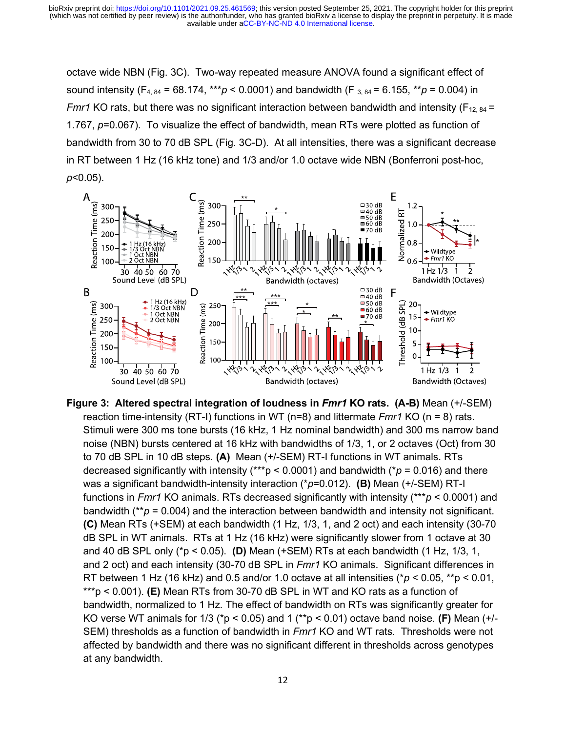octave wide NBN (Fig. 3C). Two-way repeated measure ANOVA found a significant effect of sound intensity ($F_{4, 84} = 68.174$, ***$p < 0.0001$) and bandwidth ($F_{3, 84} = 6.155$, **$p = 0.004$) in *Fmr1* KO rats, but there was no significant interaction between bandwidth and intensity ($F_{12, 84} = 1.767$, $p=0.067$). To visualize the effect of bandwidth, mean RTs were plotted as function of bandwidth from 30 to 70 dB SPL (Fig. 3C-D). At all intensities, there was a significant decrease in RT between 1 Hz (16 kHz tone) and 1/3 and/or 1.0 octave wide NBN (Bonferroni post-hoc, $p<0.05$).

**Figure 3: Altered spectral integration of loudness in *Fmr1* KO rats. (A-B)** Mean (+/-SEM) reaction time-intensity (RT-I) functions in WT (n=8) and littermate *Fmr1* KO (n = 8) rats. Stimuli were 300 ms tone bursts (16 kHz, 1 Hz nominal bandwidth) and 300 ms narrow band noise (NBN) bursts centered at 16 kHz with bandwidths of 1/3, 1, or 2 octaves (Oct) from 30 to 70 dB SPL in 10 dB steps. **(A)** Mean (+/-SEM) RT-I functions in WT animals. RTs decreased significantly with intensity (***$p < 0.0001$) and bandwidth (*$p = 0.016$) and there was a significant bandwidth-intensity interaction (*$p=0.012$). **(B)** Mean (+/-SEM) RT-I functions in *Fmr1* KO animals. RTs decreased significantly with intensity (***$p < 0.0001$) and bandwidth (**$p = 0.004$) and the interaction between bandwidth and intensity not significant. **(C)** Mean RTs (+SEM) at each bandwidth (1 Hz, 1/3, 1, and 2 oct) and each intensity (30-70 dB SPL in WT animals. RTs at 1 Hz (16 kHz) were significantly slower from 1 octave at 30 and 40 dB SPL only (*$p < 0.05$). **(D)** Mean (+SEM) RTs at each bandwidth (1 Hz, 1/3, 1, and 2 oct) and each intensity (30-70 dB SPL in *Fmr1* KO animals. Significant differences in RT between 1 Hz (16 kHz) and 0.5 and/or 1.0 octave at all intensities (*$p < 0.05$, **$p < 0.01$, ***$p < 0.001$). **(E)** Mean RTs from 30-70 dB SPL in WT and KO rats as a function of bandwidth, normalized to 1 Hz. The effect of bandwidth on RTs was significantly greater for KO verse WT animals for 1/3 (*$p < 0.05$) and 1 (**$p < 0.01$) octave band noise. **(F)** Mean (+/-SEM) thresholds as a function of bandwidth in *Fmr1* KO and WT rats. Thresholds were not affected by bandwidth and there was no significant different in thresholds across genotypes at any bandwidth.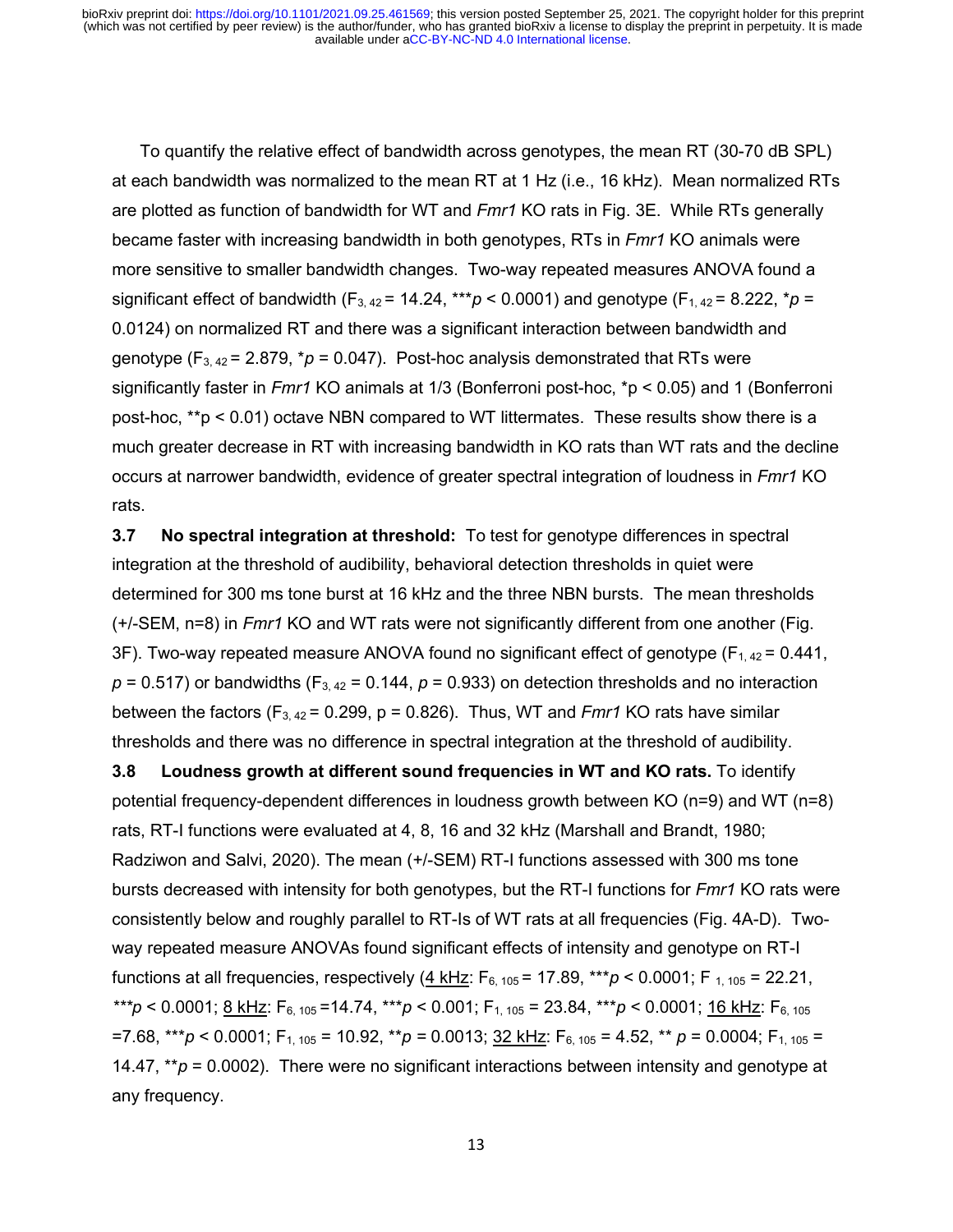To quantify the relative effect of bandwidth across genotypes, the mean RT (30-70 dB SPL) at each bandwidth was normalized to the mean RT at 1 Hz (i.e., 16 kHz). Mean normalized RTs are plotted as function of bandwidth for WT and *Fmr1* KO rats in Fig. 3E. While RTs generally became faster with increasing bandwidth in both genotypes, RTs in *Fmr1* KO animals were more sensitive to smaller bandwidth changes. Two-way repeated measures ANOVA found a significant effect of bandwidth ($F_{3, 42} = 14.24$, ***$p < 0.0001$) and genotype ($F_{1, 42} = 8.222$, *$p = 0.0124$) on normalized RT and there was a significant interaction between bandwidth and genotype ($F_{3, 42} = 2.879$, *$p = 0.047$). Post-hoc analysis demonstrated that RTs were significantly faster in *Fmr1* KO animals at 1/3 (Bonferroni post-hoc, *$p < 0.05$) and 1 (Bonferroni post-hoc, **$p < 0.01$) octave NBN compared to WT littermates. These results show there is a much greater decrease in RT with increasing bandwidth in KO rats than WT rats and the decline occurs at narrower bandwidth, evidence of greater spectral integration of loudness in *Fmr1* KO rats.

**3.7 No spectral integration at threshold:** To test for genotype differences in spectral integration at the threshold of audibility, behavioral detection thresholds in quiet were determined for 300 ms tone burst at 16 kHz and the three NBN bursts. The mean thresholds (+/-SEM, n=8) in *Fmr1* KO and WT rats were not significantly different from one another (Fig. 3F). Two-way repeated measure ANOVA found no significant effect of genotype ($F_{1, 42} = 0.441$, $p = 0.517$) or bandwidths ($F_{3, 42} = 0.144$, $p = 0.933$) on detection thresholds and no interaction between the factors ($F_{3, 42} = 0.299$, $p = 0.826$). Thus, WT and *Fmr1* KO rats have similar thresholds and there was no difference in spectral integration at the threshold of audibility.

**3.8 Loudness growth at different sound frequencies in WT and KO rats.** To identify potential frequency-dependent differences in loudness growth between KO (n=9) and WT (n=8) rats, RT-I functions were evaluated at 4, 8, 16 and 32 kHz (Marshall and Brandt, 1980; Radziwon and Salvi, 2020). The mean (+/-SEM) RT-I functions assessed with 300 ms tone bursts decreased with intensity for both genotypes, but the RT-I functions for *Fmr1* KO rats were consistently below and roughly parallel to RT-Is of WT rats at all frequencies (Fig. 4A-D). Two-way repeated measure ANOVAs found significant effects of intensity and genotype on RT-I functions at all frequencies, respectively (4 kHz: $F_{6, 105} = 17.89$, ***$p < 0.0001$; $F_{1, 105} = 22.21$, ***$p < 0.0001$; 8 kHz: $F_{6, 105} = 14.74$, ***$p < 0.001$; $F_{1, 105} = 23.84$, ***$p < 0.0001$; 16 kHz: $F_{6, 105} = 7.68$, ***$p < 0.0001$; $F_{1, 105} = 10.92$, **$p = 0.0013$; 32 kHz: $F_{6, 105} = 4.52$, ** $p = 0.0004$; $F_{1, 105} = 14.47$, **$p = 0.0002$). There were no significant interactions between intensity and genotype at any frequency.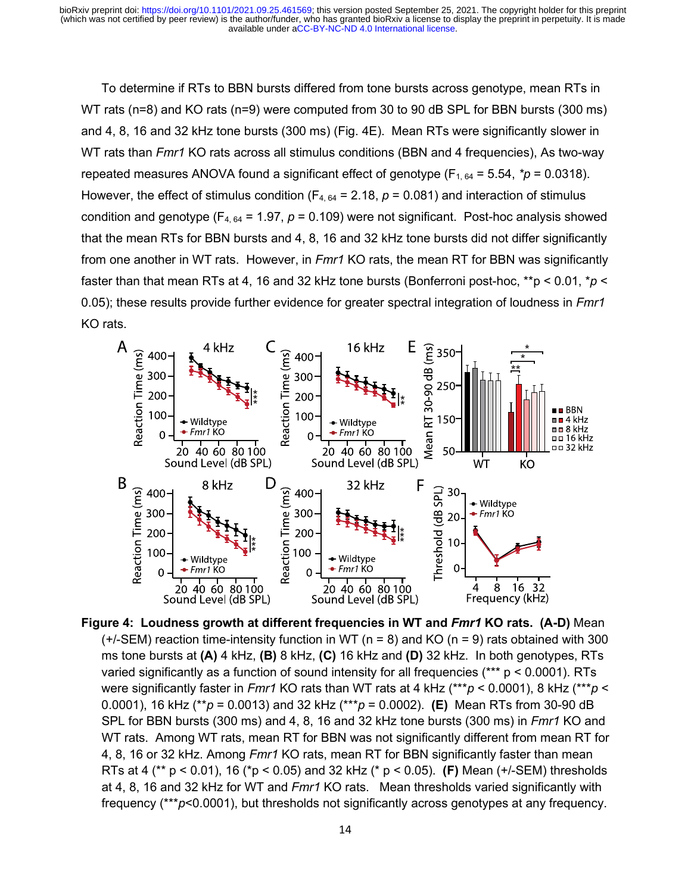To determine if RTs to BBN bursts differed from tone bursts across genotype, mean RTs in WT rats (n=8) and KO rats (n=9) were computed from 30 to 90 dB SPL for BBN bursts (300 ms) and 4, 8, 16 and 32 kHz tone bursts (300 ms) (Fig. 4E). Mean RTs were significantly slower in WT rats than *Fmr1* KO rats across all stimulus conditions (BBN and 4 frequencies), As two-way repeated measures ANOVA found a significant effect of genotype ($F_{1, 64} = 5.54$, $^{*}p = 0.0318$). However, the effect of stimulus condition ($F_{4, 64} = 2.18$, $p = 0.081$) and interaction of stimulus condition and genotype ($F_{4, 64} = 1.97$, $p = 0.109$) were not significant. Post-hoc analysis showed that the mean RTs for BBN bursts and 4, 8, 16 and 32 kHz tone bursts did not differ significantly from one another in WT rats. However, in *Fmr1* KO rats, the mean RT for BBN was significantly faster than that mean RTs at 4, 16 and 32 kHz tone bursts (Bonferroni post-hoc, $^{**}p < 0.01$, $^{*}p < 0.05$); these results provide further evidence for greater spectral integration of loudness in *Fmr1* KO rats.

**Figure 4: Loudness growth at different frequencies in WT and *Fmr1* KO rats. (A-D)** Mean (+/-SEM) reaction time-intensity function in WT (n = 8) and KO (n = 9) rats obtained with 300 ms tone bursts at **(A)** 4 kHz, **(B)** 8 kHz, **(C)** 16 kHz and **(D)** 32 kHz. In both genotypes, RTs varied significantly as a function of sound intensity for all frequencies (*** $p < 0.0001$). RTs were significantly faster in *Fmr1* KO rats than WT rats at 4 kHz ($^{***}p < 0.0001$), 8 kHz ($^{***}p < 0.0001$), 16 kHz ($^{**}p = 0.0013$) and 32 kHz ($^{***}p = 0.0002$). **(E)** Mean RTs from 30-90 dB SPL for BBN bursts (300 ms) and 4, 8, 16 and 32 kHz tone bursts (300 ms) in *Fmr1* KO and WT rats. Among WT rats, mean RT for BBN was not significantly different from mean RT for 4, 8, 16 or 32 kHz. Among *Fmr1* KO rats, mean RT for BBN significantly faster than mean RTs at 4 (** $p < 0.01$), 16 ($^{*}p < 0.05$) and 32 kHz (* $p < 0.05$). **(F)** Mean (+/-SEM) thresholds at 4, 8, 16 and 32 kHz for WT and *Fmr1* KO rats. Mean thresholds varied significantly with frequency ($^{***}p<0.0001$), but thresholds not significantly across genotypes at any frequency.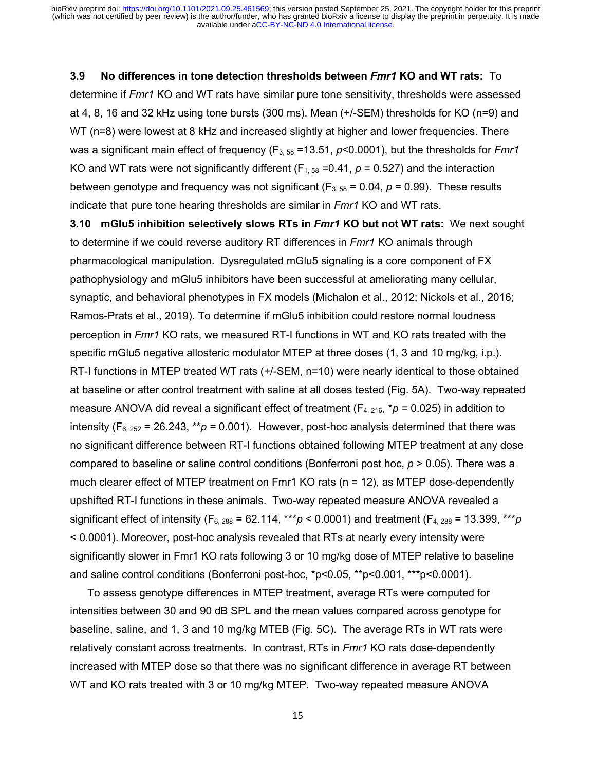**3.9 No differences in tone detection thresholds between *Fmr1* KO and WT rats:** To determine if *Fmr1* KO and WT rats have similar pure tone sensitivity, thresholds were assessed at 4, 8, 16 and 32 kHz using tone bursts (300 ms). Mean (+/-SEM) thresholds for KO (n=9) and WT (n=8) were lowest at 8 kHz and increased slightly at higher and lower frequencies. There was a significant main effect of frequency ($F_{3, 58}$ =13.51, $p$<0.0001), but the thresholds for *Fmr1* KO and WT rats were not significantly different ($F_{1, 58}$ =0.41, $p$ = 0.527) and the interaction between genotype and frequency was not significant ($F_{3, 58}$ = 0.04, $p$ = 0.99). These results indicate that pure tone hearing thresholds are similar in *Fmr1* KO and WT rats.

**3.10 mGlu5 inhibition selectively slows RTs in *Fmr1* KO but not WT rats:** We next sought to determine if we could reverse auditory RT differences in *Fmr1* KO animals through pharmacological manipulation. Dysregulated mGlu5 signaling is a core component of FX pathophysiology and mGlu5 inhibitors have been successful at ameliorating many cellular, synaptic, and behavioral phenotypes in FX models (Michalon et al., 2012; Nickols et al., 2016; Ramos-Prats et al., 2019). To determine if mGlu5 inhibition could restore normal loudness perception in *Fmr1* KO rats, we measured RT-I functions in WT and KO rats treated with the specific mGlu5 negative allosteric modulator MTEP at three doses (1, 3 and 10 mg/kg, i.p.). RT-I functions in MTEP treated WT rats (+/-SEM, n=10) were nearly identical to those obtained at baseline or after control treatment with saline at all doses tested (Fig. 5A). Two-way repeated measure ANOVA did reveal a significant effect of treatment ($F_{4, 216}$, \*$p$ = 0.025) in addition to intensity ($F_{6, 252}$ = 26.243, \*\*$p$ = 0.001). However, post-hoc analysis determined that there was no significant difference between RT-I functions obtained following MTEP treatment at any dose compared to baseline or saline control conditions (Bonferroni post hoc, $p$ > 0.05). There was a much clearer effect of MTEP treatment on Fmr1 KO rats (n = 12), as MTEP dose-dependently upshifted RT-I functions in these animals. Two-way repeated measure ANOVA revealed a significant effect of intensity ($F_{6, 288}$ = 62.114, \*\*\*$p$ < 0.0001) and treatment ($F_{4, 288}$ = 13.399, \*\*\*$p$ < 0.0001). Moreover, post-hoc analysis revealed that RTs at nearly every intensity were significantly slower in Fmr1 KO rats following 3 or 10 mg/kg dose of MTEP relative to baseline and saline control conditions (Bonferroni post-hoc, \*p<0.05, \*\*p<0.001, \*\*\*p<0.0001).

To assess genotype differences in MTEP treatment, average RTs were computed for intensities between 30 and 90 dB SPL and the mean values compared across genotype for baseline, saline, and 1, 3 and 10 mg/kg MTEB (Fig. 5C). The average RTs in WT rats were relatively constant across treatments. In contrast, RTs in *Fmr1* KO rats dose-dependently increased with MTEP dose so that there was no significant difference in average RT between WT and KO rats treated with 3 or 10 mg/kg MTEP. Two-way repeated measure ANOVA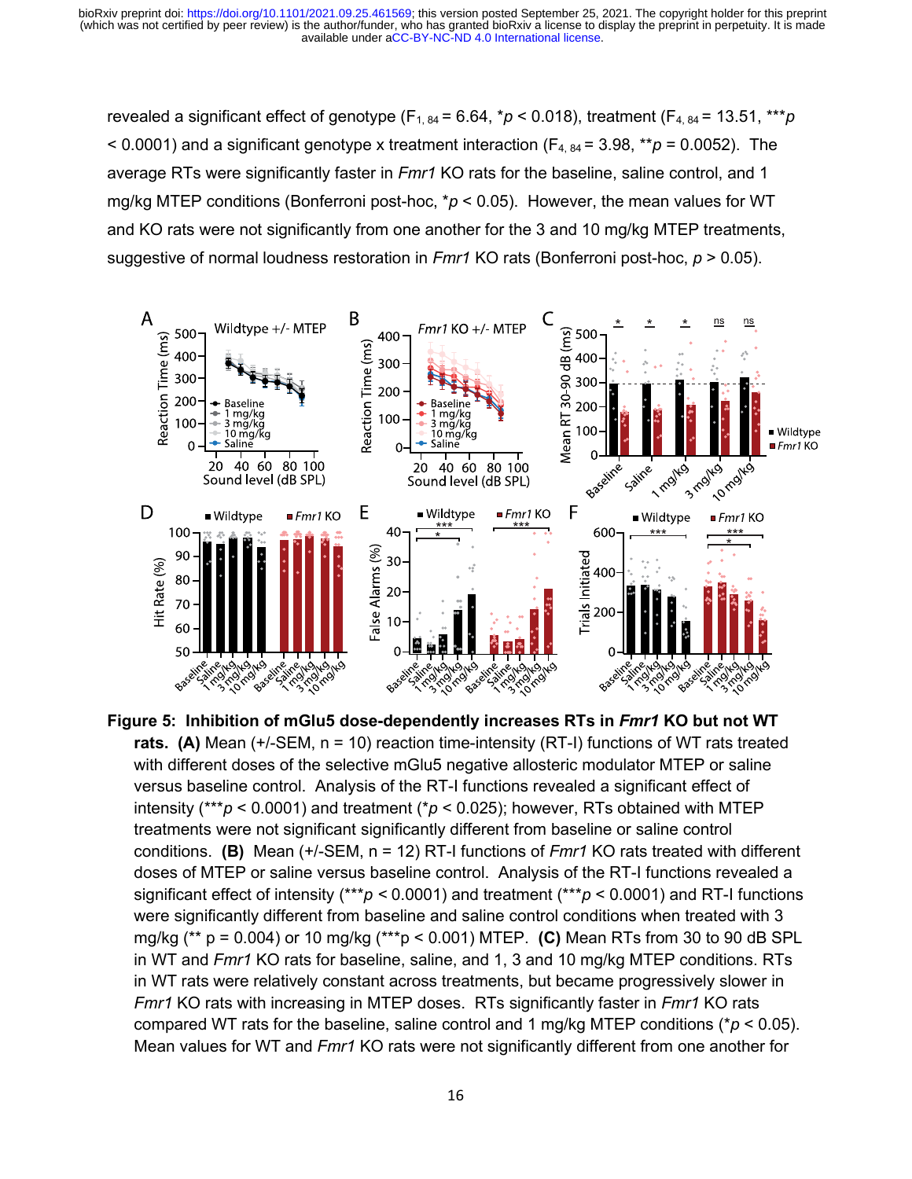revealed a significant effect of genotype ($F_{1, 84} = 6.64$, *$p < 0.018$), treatment ($F_{4, 84} = 13.51$, ***$p < 0.0001$) and a significant genotype x treatment interaction ($F_{4, 84} = 3.98$, **$p = 0.0052$). The average RTs were significantly faster in *Fmr1* KO rats for the baseline, saline control, and 1 mg/kg MTEP conditions (Bonferroni post-hoc, *$p < 0.05$). However, the mean values for WT and KO rats were not significantly from one another for the 3 and 10 mg/kg MTEP treatments, suggestive of normal loudness restoration in *Fmr1* KO rats (Bonferroni post-hoc, $p > 0.05$).

**Figure 5: Inhibition of mGlu5 dose-dependently increases RTs in *Fmr1* KO but not WT rats. (A)** Mean (+/-SEM, n = 10) reaction time-intensity (RT-I) functions of WT rats treated with different doses of the selective mGlu5 negative allosteric modulator MTEP or saline versus baseline control. Analysis of the RT-I functions revealed a significant effect of intensity (***$p < 0.0001$) and treatment (*$p < 0.025$); however, RTs obtained with MTEP treatments were not significant significantly different from baseline or saline control conditions. **(B)** Mean (+/-SEM, n = 12) RT-I functions of *Fmr1* KO rats treated with different doses of MTEP or saline versus baseline control. Analysis of the RT-I functions revealed a significant effect of intensity (***$p < 0.0001$) and treatment (***$p < 0.0001$) and RT-I functions were significantly different from baseline and saline control conditions when treated with 3 mg/kg (** $p = 0.004$) or 10 mg/kg (***$p < 0.001$) MTEP. **(C)** Mean RTs from 30 to 90 dB SPL in WT and *Fmr1* KO rats for baseline, saline, and 1, 3 and 10 mg/kg MTEP conditions. RTs in WT rats were relatively constant across treatments, but became progressively slower in *Fmr1* KO rats with increasing in MTEP doses. RTs significantly faster in *Fmr1* KO rats compared WT rats for the baseline, saline control and 1 mg/kg MTEP conditions (*$p < 0.05$). Mean values for WT and *Fmr1* KO rats were not significantly different from one another for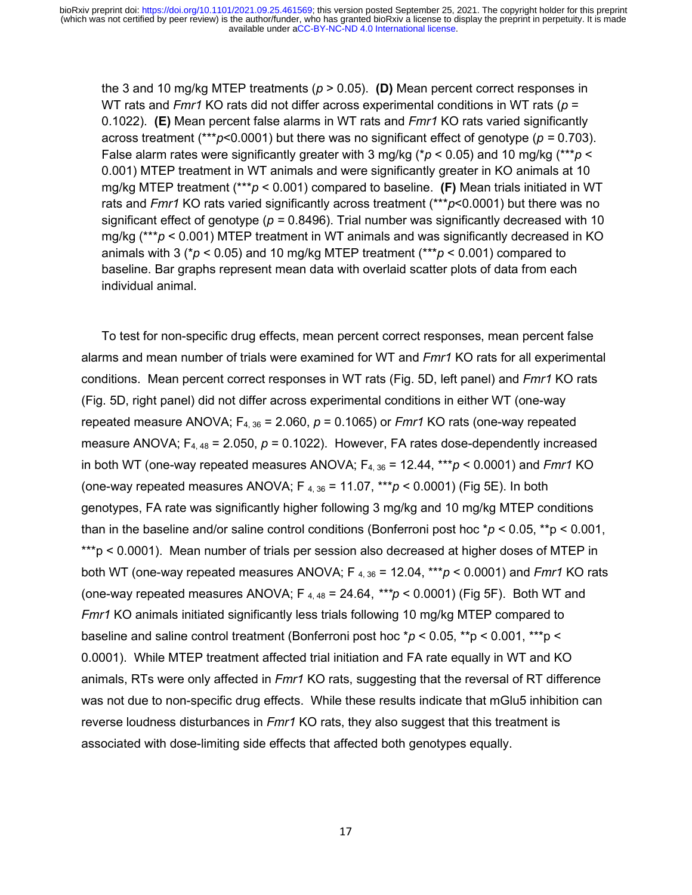the 3 and 10 mg/kg MTEP treatments ($p > 0.05$). **(D)** Mean percent correct responses in WT rats and *Fmr1* KO rats did not differ across experimental conditions in WT rats ($p = 0.1022$). **(E)** Mean percent false alarms in WT rats and *Fmr1* KO rats varied significantly across treatment (***$p<0.0001$) but there was no significant effect of genotype ($p = 0.703$). False alarm rates were significantly greater with 3 mg/kg (*$p < 0.05$) and 10 mg/kg (***$p < 0.001$) MTEP treatment in WT animals and were significantly greater in KO animals at 10 mg/kg MTEP treatment (***$p < 0.001$) compared to baseline. **(F)** Mean trials initiated in WT rats and *Fmr1* KO rats varied significantly across treatment (***$p<0.0001$) but there was no significant effect of genotype ($p = 0.8496$). Trial number was significantly decreased with 10 mg/kg (***$p < 0.001$) MTEP treatment in WT animals and was significantly decreased in KO animals with 3 (*$p < 0.05$) and 10 mg/kg MTEP treatment (***$p < 0.001$) compared to baseline. Bar graphs represent mean data with overlaid scatter plots of data from each individual animal.

To test for non-specific drug effects, mean percent correct responses, mean percent false alarms and mean number of trials were examined for WT and *Fmr1* KO rats for all experimental conditions. Mean percent correct responses in WT rats (Fig. 5D, left panel) and *Fmr1* KO rats (Fig. 5D, right panel) did not differ across experimental conditions in either WT (one-way repeated measure ANOVA; $F_{4, 36} = 2.060$, $p = 0.1065$) or *Fmr1* KO rats (one-way repeated measure ANOVA; $F_{4, 48} = 2.050$, $p = 0.1022$). However, FA rates dose-dependently increased in both WT (one-way repeated measures ANOVA; $F_{4, 36} = 12.44$, ***$p < 0.0001$) and *Fmr1* KO (one-way repeated measures ANOVA; $F_{4, 36} = 11.07$, ***$p < 0.0001$) (Fig 5E). In both genotypes, FA rate was significantly higher following 3 mg/kg and 10 mg/kg MTEP conditions than in the baseline and/or saline control conditions (Bonferroni post hoc *$p < 0.05$, **$p < 0.001$, ***$p < 0.0001$). Mean number of trials per session also decreased at higher doses of MTEP in both WT (one-way repeated measures ANOVA; $F_{4, 36} = 12.04$, ***$p < 0.0001$) and *Fmr1* KO rats (one-way repeated measures ANOVA; $F_{4, 48} = 24.64$, ***$p < 0.0001$) (Fig 5F). Both WT and *Fmr1* KO animals initiated significantly less trials following 10 mg/kg MTEP compared to baseline and saline control treatment (Bonferroni post hoc *$p < 0.05$, **$p < 0.001$, ***$p < 0.0001$). While MTEP treatment affected trial initiation and FA rate equally in WT and KO animals, RTs were only affected in *Fmr1* KO rats, suggesting that the reversal of RT difference was not due to non-specific drug effects. While these results indicate that mGlu5 inhibition can reverse loudness disturbances in *Fmr1* KO rats, they also suggest that this treatment is associated with dose-limiting side effects that affected both genotypes equally.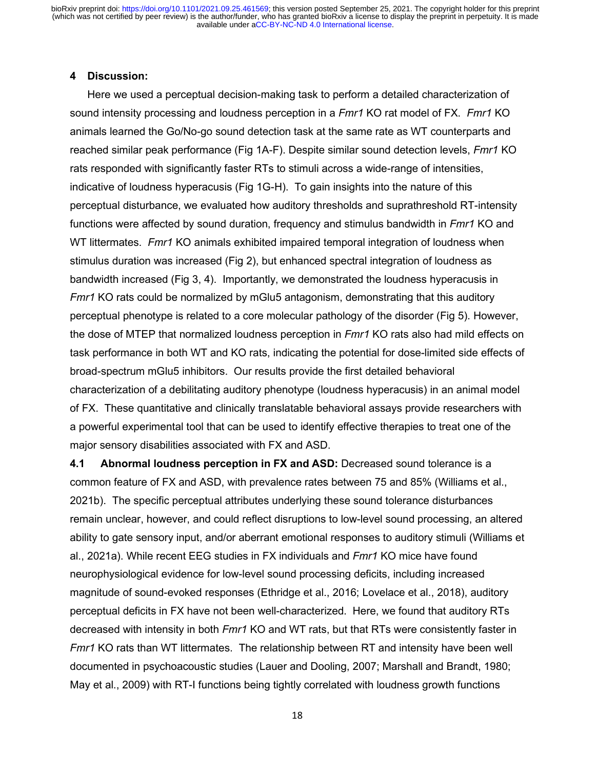## 4 Discussion:

Here we used a perceptual decision-making task to perform a detailed characterization of sound intensity processing and loudness perception in a *Fmr1* KO rat model of FX. *Fmr1* KO animals learned the Go/No-go sound detection task at the same rate as WT counterparts and reached similar peak performance (Fig 1A-F). Despite similar sound detection levels, *Fmr1* KO rats responded with significantly faster RTs to stimuli across a wide-range of intensities, indicative of loudness hyperacusis (Fig 1G-H). To gain insights into the nature of this perceptual disturbance, we evaluated how auditory thresholds and suprathreshold RT-intensity functions were affected by sound duration, frequency and stimulus bandwidth in *Fmr1* KO and WT littermates. *Fmr1* KO animals exhibited impaired temporal integration of loudness when stimulus duration was increased (Fig 2), but enhanced spectral integration of loudness as bandwidth increased (Fig 3, 4). Importantly, we demonstrated the loudness hyperacusis in *Fmr1* KO rats could be normalized by mGlu5 antagonism, demonstrating that this auditory perceptual phenotype is related to a core molecular pathology of the disorder (Fig 5). However, the dose of MTEP that normalized loudness perception in *Fmr1* KO rats also had mild effects on task performance in both WT and KO rats, indicating the potential for dose-limited side effects of broad-spectrum mGlu5 inhibitors. Our results provide the first detailed behavioral characterization of a debilitating auditory phenotype (loudness hyperacusis) in an animal model of FX. These quantitative and clinically translatable behavioral assays provide researchers with a powerful experimental tool that can be used to identify effective therapies to treat one of the major sensory disabilities associated with FX and ASD.

**4.1 Abnormal loudness perception in FX and ASD:** Decreased sound tolerance is a common feature of FX and ASD, with prevalence rates between 75 and 85% (Williams et al., 2021b). The specific perceptual attributes underlying these sound tolerance disturbances remain unclear, however, and could reflect disruptions to low-level sound processing, an altered ability to gate sensory input, and/or aberrant emotional responses to auditory stimuli (Williams et al., 2021a). While recent EEG studies in FX individuals and *Fmr1* KO mice have found neurophysiological evidence for low-level sound processing deficits, including increased magnitude of sound-evoked responses (Ethridge et al., 2016; Lovelace et al., 2018), auditory perceptual deficits in FX have not been well-characterized. Here, we found that auditory RTs decreased with intensity in both *Fmr1* KO and WT rats, but that RTs were consistently faster in *Fmr1* KO rats than WT littermates. The relationship between RT and intensity have been well documented in psychoacoustic studies (Lauer and Dooling, 2007; Marshall and Brandt, 1980; May et al., 2009) with RT-I functions being tightly correlated with loudness growth functions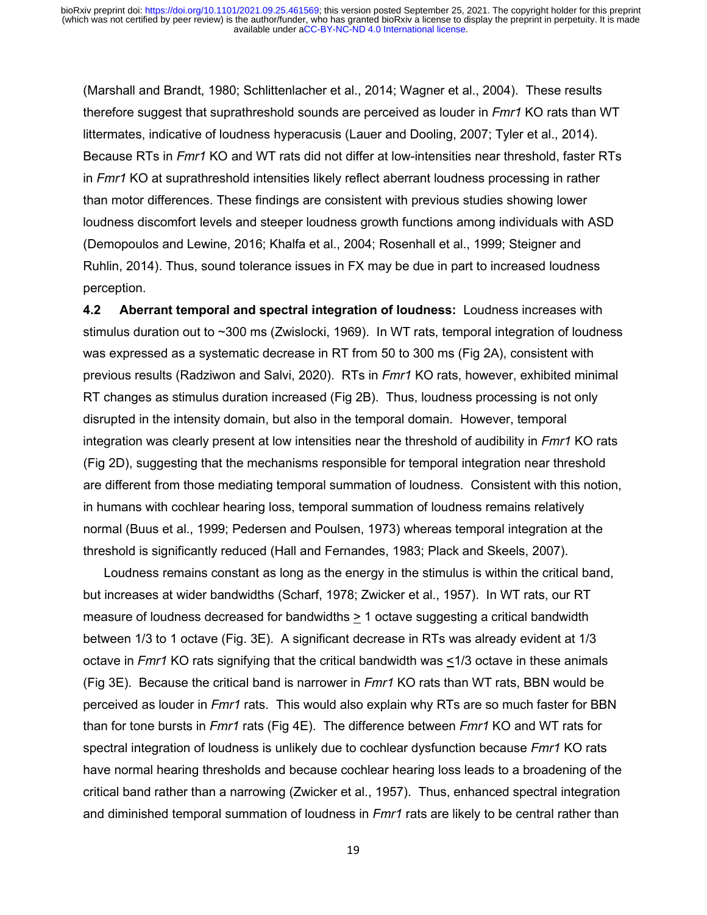(Marshall and Brandt, 1980; Schlittenlacher et al., 2014; Wagner et al., 2004). These results therefore suggest that suprathreshold sounds are perceived as louder in *Fmr1* KO rats than WT littermates, indicative of loudness hyperacusis (Lauer and Dooling, 2007; Tyler et al., 2014). Because RTs in *Fmr1* KO and WT rats did not differ at low-intensities near threshold, faster RTs in *Fmr1* KO at suprathreshold intensities likely reflect aberrant loudness processing in rather than motor differences. These findings are consistent with previous studies showing lower loudness discomfort levels and steeper loudness growth functions among individuals with ASD (Demopoulos and Lewine, 2016; Khalfa et al., 2004; Rosenhall et al., 1999; Steigner and Ruhlin, 2014). Thus, sound tolerance issues in FX may be due in part to increased loudness perception.

**4.2 Aberrant temporal and spectral integration of loudness:** Loudness increases with stimulus duration out to ~300 ms (Zwislocki, 1969). In WT rats, temporal integration of loudness was expressed as a systematic decrease in RT from 50 to 300 ms (Fig 2A), consistent with previous results (Radziwon and Salvi, 2020). RTs in *Fmr1* KO rats, however, exhibited minimal RT changes as stimulus duration increased (Fig 2B). Thus, loudness processing is not only disrupted in the intensity domain, but also in the temporal domain. However, temporal integration was clearly present at low intensities near the threshold of audibility in *Fmr1* KO rats (Fig 2D), suggesting that the mechanisms responsible for temporal integration near threshold are different from those mediating temporal summation of loudness. Consistent with this notion, in humans with cochlear hearing loss, temporal summation of loudness remains relatively normal (Buus et al., 1999; Pedersen and Poulsen, 1973) whereas temporal integration at the threshold is significantly reduced (Hall and Fernandes, 1983; Plack and Skeels, 2007).

Loudness remains constant as long as the energy in the stimulus is within the critical band, but increases at wider bandwidths (Scharf, 1978; Zwicker et al., 1957). In WT rats, our RT measure of loudness decreased for bandwidths $\geq$ 1 octave suggesting a critical bandwidth between 1/3 to 1 octave (Fig. 3E). A significant decrease in RTs was already evident at 1/3 octave in *Fmr1* KO rats signifying that the critical bandwidth was $\leq$1/3 octave in these animals (Fig 3E). Because the critical band is narrower in *Fmr1* KO rats than WT rats, BBN would be perceived as louder in *Fmr1* rats. This would also explain why RTs are so much faster for BBN than for tone bursts in *Fmr1* rats (Fig 4E). The difference between *Fmr1* KO and WT rats for spectral integration of loudness is unlikely due to cochlear dysfunction because *Fmr1* KO rats have normal hearing thresholds and because cochlear hearing loss leads to a broadening of the critical band rather than a narrowing (Zwicker et al., 1957). Thus, enhanced spectral integration and diminished temporal summation of loudness in *Fmr1* rats are likely to be central rather than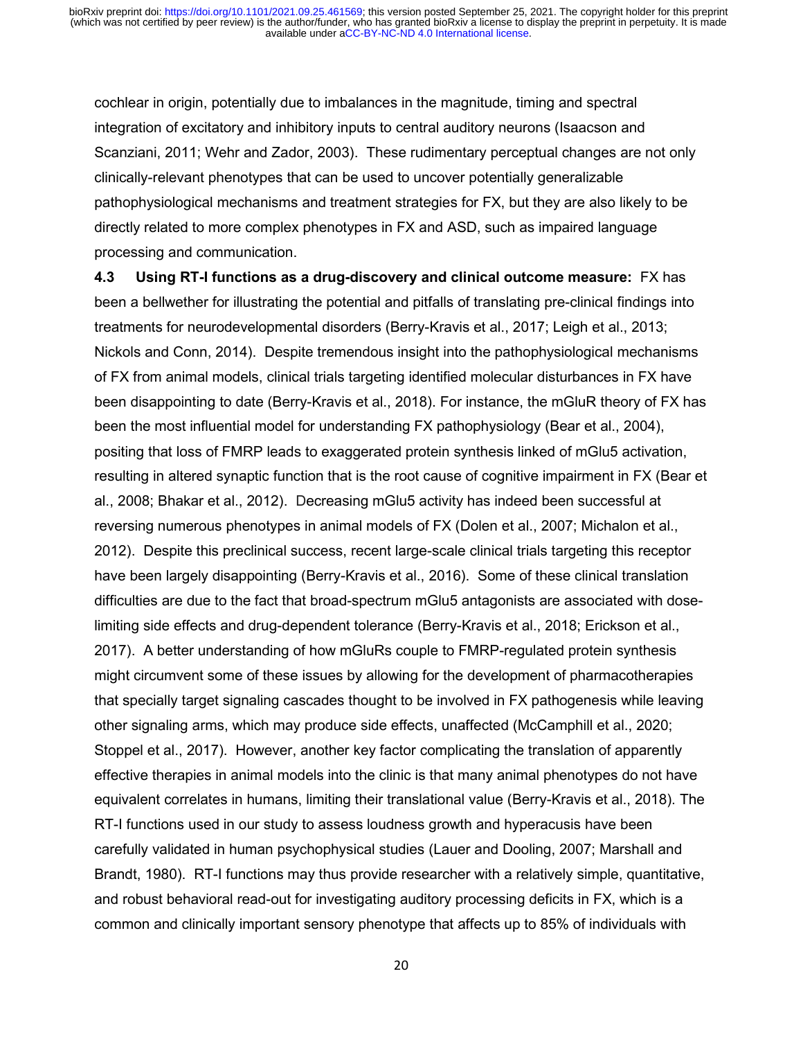cochlear in origin, potentially due to imbalances in the magnitude, timing and spectral integration of excitatory and inhibitory inputs to central auditory neurons (Isaacson and Scanziani, 2011; Wehr and Zador, 2003). These rudimentary perceptual changes are not only clinically-relevant phenotypes that can be used to uncover potentially generalizable pathophysiological mechanisms and treatment strategies for FX, but they are also likely to be directly related to more complex phenotypes in FX and ASD, such as impaired language processing and communication.

**4.3 Using RT-I functions as a drug-discovery and clinical outcome measure:** FX has been a bellwether for illustrating the potential and pitfalls of translating pre-clinical findings into treatments for neurodevelopmental disorders (Berry-Kravis et al., 2017; Leigh et al., 2013; Nickols and Conn, 2014). Despite tremendous insight into the pathophysiological mechanisms of FX from animal models, clinical trials targeting identified molecular disturbances in FX have been disappointing to date (Berry-Kravis et al., 2018). For instance, the mGluR theory of FX has been the most influential model for understanding FX pathophysiology (Bear et al., 2004), positing that loss of FMRP leads to exaggerated protein synthesis linked of mGlu5 activation, resulting in altered synaptic function that is the root cause of cognitive impairment in FX (Bear et al., 2008; Bhakar et al., 2012). Decreasing mGlu5 activity has indeed been successful at reversing numerous phenotypes in animal models of FX (Dolen et al., 2007; Michalon et al., 2012). Despite this preclinical success, recent large-scale clinical trials targeting this receptor have been largely disappointing (Berry-Kravis et al., 2016). Some of these clinical translation difficulties are due to the fact that broad-spectrum mGlu5 antagonists are associated with dose-limiting side effects and drug-dependent tolerance (Berry-Kravis et al., 2018; Erickson et al., 2017). A better understanding of how mGluRs couple to FMRP-regulated protein synthesis might circumvent some of these issues by allowing for the development of pharmacotherapies that specially target signaling cascades thought to be involved in FX pathogenesis while leaving other signaling arms, which may produce side effects, unaffected (McCamphill et al., 2020; Stoppel et al., 2017). However, another key factor complicating the translation of apparently effective therapies in animal models into the clinic is that many animal phenotypes do not have equivalent correlates in humans, limiting their translational value (Berry-Kravis et al., 2018). The RT-I functions used in our study to assess loudness growth and hyperacusis have been carefully validated in human psychophysical studies (Lauer and Dooling, 2007; Marshall and Brandt, 1980). RT-I functions may thus provide researcher with a relatively simple, quantitative, and robust behavioral read-out for investigating auditory processing deficits in FX, which is a common and clinically important sensory phenotype that affects up to 85% of individuals with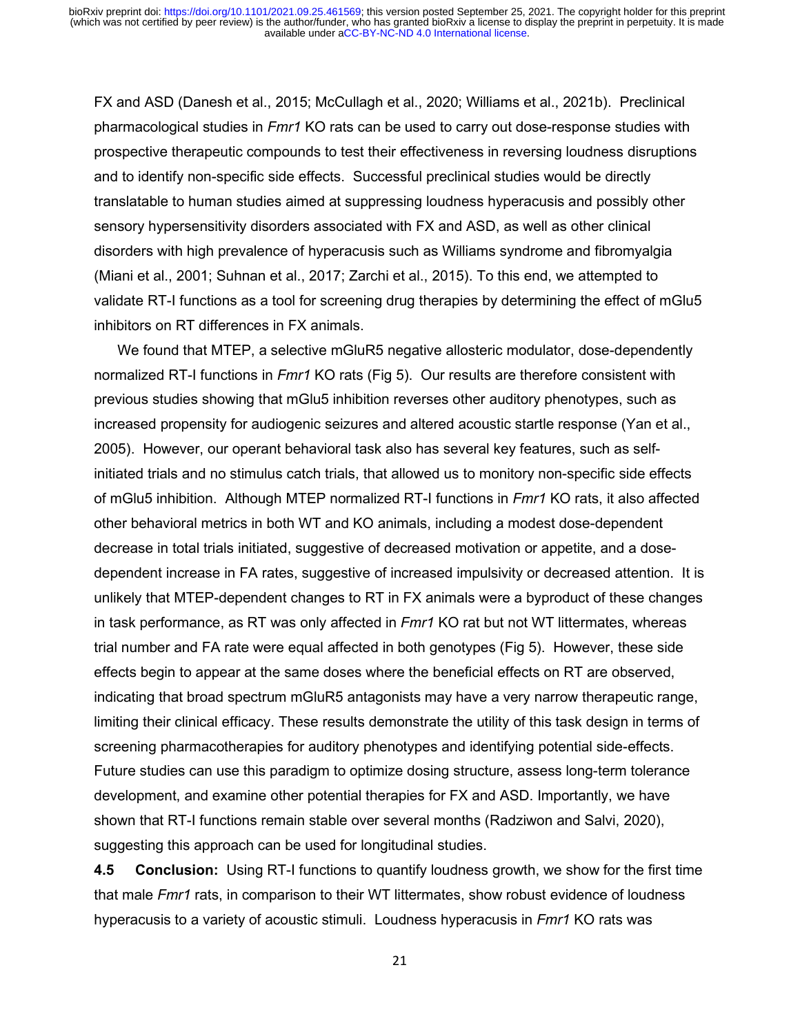FX and ASD (Danesh et al., 2015; McCullagh et al., 2020; Williams et al., 2021b). Preclinical pharmacological studies in *Fmr1* KO rats can be used to carry out dose-response studies with prospective therapeutic compounds to test their effectiveness in reversing loudness disruptions and to identify non-specific side effects. Successful preclinical studies would be directly translatable to human studies aimed at suppressing loudness hyperacusis and possibly other sensory hypersensitivity disorders associated with FX and ASD, as well as other clinical disorders with high prevalence of hyperacusis such as Williams syndrome and fibromyalgia (Miani et al., 2001; Suhnan et al., 2017; Zarchi et al., 2015). To this end, we attempted to validate RT-I functions as a tool for screening drug therapies by determining the effect of mGlu5 inhibitors on RT differences in FX animals.

We found that MTEP, a selective mGluR5 negative allosteric modulator, dose-dependently normalized RT-I functions in *Fmr1* KO rats (Fig 5). Our results are therefore consistent with previous studies showing that mGlu5 inhibition reverses other auditory phenotypes, such as increased propensity for audiogenic seizures and altered acoustic startle response (Yan et al., 2005). However, our operant behavioral task also has several key features, such as self-initiated trials and no stimulus catch trials, that allowed us to monitor non-specific side effects of mGlu5 inhibition. Although MTEP normalized RT-I functions in *Fmr1* KO rats, it also affected other behavioral metrics in both WT and KO animals, including a modest dose-dependent decrease in total trials initiated, suggestive of decreased motivation or appetite, and a dose-dependent increase in FA rates, suggestive of increased impulsivity or decreased attention. It is unlikely that MTEP-dependent changes to RT in FX animals were a byproduct of these changes in task performance, as RT was only affected in *Fmr1* KO rat but not WT littermates, whereas trial number and FA rate were equal affected in both genotypes (Fig 5). However, these side effects begin to appear at the same doses where the beneficial effects on RT are observed, indicating that broad spectrum mGluR5 antagonists may have a very narrow therapeutic range, limiting their clinical efficacy. These results demonstrate the utility of this task design in terms of screening pharmacotherapies for auditory phenotypes and identifying potential side-effects. Future studies can use this paradigm to optimize dosing structure, assess long-term tolerance development, and examine other potential therapies for FX and ASD. Importantly, we have shown that RT-I functions remain stable over several months (Radziwon and Salvi, 2020), suggesting this approach can be used for longitudinal studies.

**4.5 Conclusion:** Using RT-I functions to quantify loudness growth, we show for the first time that male *Fmr1* rats, in comparison to their WT littermates, show robust evidence of loudness hyperacusis to a variety of acoustic stimuli. Loudness hyperacusis in *Fmr1* KO rats was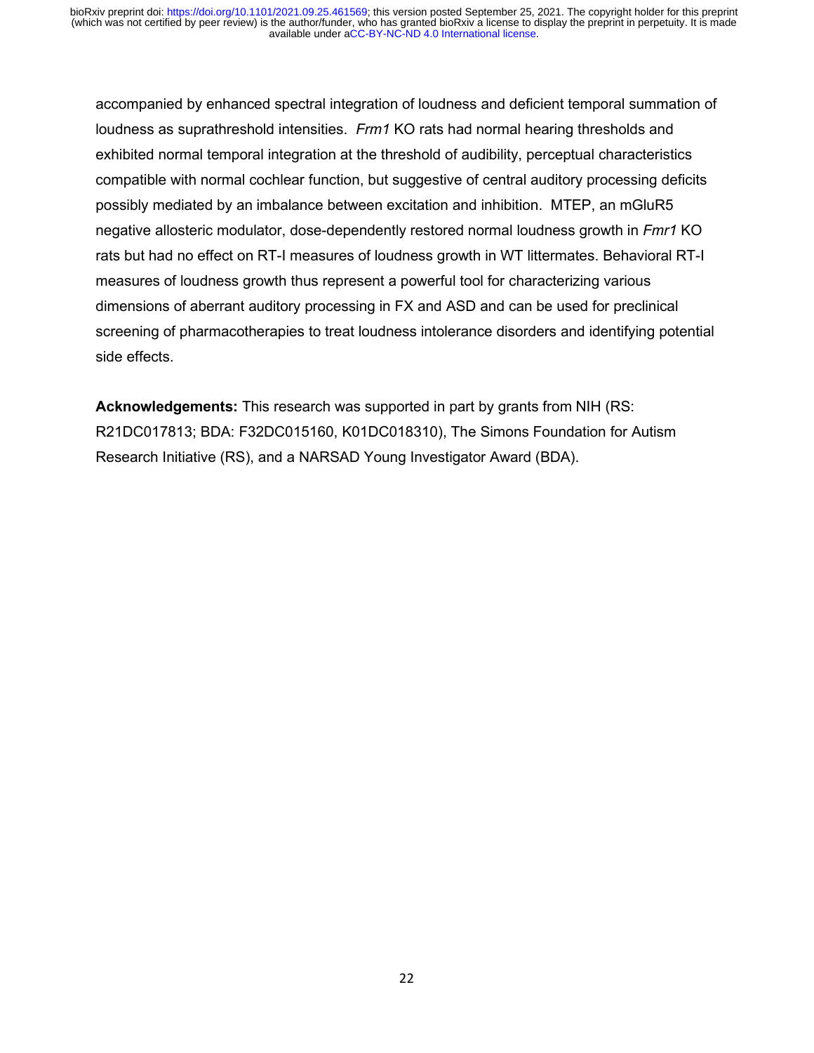accompanied by enhanced spectral integration of loudness and deficient temporal summation of loudness as suprathreshold intensities. *Frm1* KO rats had normal hearing thresholds and exhibited normal temporal integration at the threshold of audibility, perceptual characteristics compatible with normal cochlear function, but suggestive of central auditory processing deficits possibly mediated by an imbalance between excitation and inhibition. MTEP, an mGluR5 negative allosteric modulator, dose-dependently restored normal loudness growth in *Fmr1* KO rats but had no effect on RT-I measures of loudness growth in WT littermates. Behavioral RT-I measures of loudness growth thus represent a powerful tool for characterizing various dimensions of aberrant auditory processing in FX and ASD and can be used for preclinical screening of pharmacotherapies to treat loudness intolerance disorders and identifying potential side effects.

**Acknowledgements:** This research was supported in part by grants from NIH (RS: R21DC017813; BDA: F32DC015160, K01DC018310), The Simons Foundation for Autism Research Initiative (RS), and a NARSAD Young Investigator Award (BDA).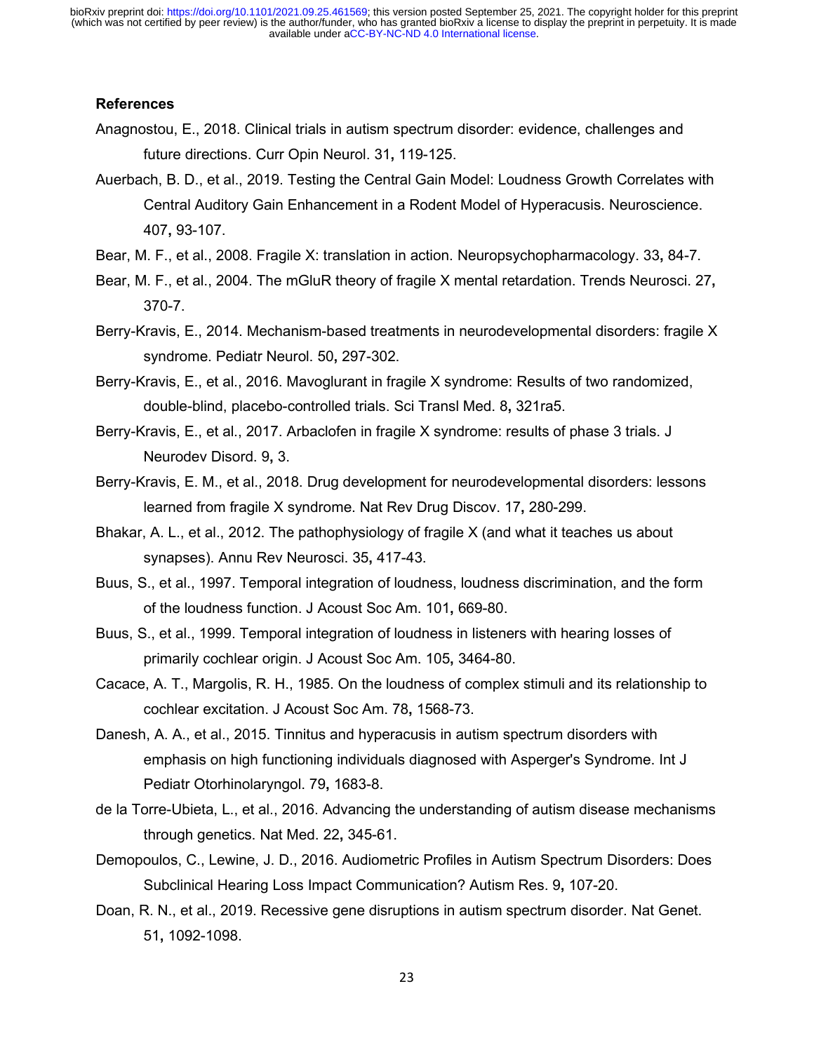### References

Anagnostou, E., 2018. Clinical trials in autism spectrum disorder: evidence, challenges and future directions. Curr Opin Neurol. 31, 119-125.

Auerbach, B. D., et al., 2019. Testing the Central Gain Model: Loudness Growth Correlates with Central Auditory Gain Enhancement in a Rodent Model of Hyperacusis. Neuroscience. 407, 93-107.

Bear, M. F., et al., 2008. Fragile X: translation in action. Neuropsychopharmacology. 33, 84-7.

Bear, M. F., et al., 2004. The mGluR theory of fragile X mental retardation. Trends Neurosci. 27, 370-7.

Berry-Kravis, E., 2014. Mechanism-based treatments in neurodevelopmental disorders: fragile X syndrome. Pediatr Neurol. 50, 297-302.

Berry-Kravis, E., et al., 2016. Mavoglurant in fragile X syndrome: Results of two randomized, double-blind, placebo-controlled trials. Sci Transl Med. 8, 321ra5.

Berry-Kravis, E., et al., 2017. Arbaclofen in fragile X syndrome: results of phase 3 trials. J Neurodev Disord. 9, 3.

Berry-Kravis, E. M., et al., 2018. Drug development for neurodevelopmental disorders: lessons learned from fragile X syndrome. Nat Rev Drug Discov. 17, 280-299.

Bhakar, A. L., et al., 2012. The pathophysiology of fragile X (and what it teaches us about synapses). Annu Rev Neurosci. 35, 417-43.

Buus, S., et al., 1997. Temporal integration of loudness, loudness discrimination, and the form of the loudness function. J Acoust Soc Am. 101, 669-80.

Buus, S., et al., 1999. Temporal integration of loudness in listeners with hearing losses of primarily cochlear origin. J Acoust Soc Am. 105, 3464-80.

Cacace, A. T., Margolis, R. H., 1985. On the loudness of complex stimuli and its relationship to cochlear excitation. J Acoust Soc Am. 78, 1568-73.

Danesh, A. A., et al., 2015. Tinnitus and hyperacusis in autism spectrum disorders with emphasis on high functioning individuals diagnosed with Asperger's Syndrome. Int J Pediatr Otorhinolaryngol. 79, 1683-8.

de la Torre-Ubieta, L., et al., 2016. Advancing the understanding of autism disease mechanisms through genetics. Nat Med. 22, 345-61.

Demopoulos, C., Lewine, J. D., 2016. Audiometric Profiles in Autism Spectrum Disorders: Does Subclinical Hearing Loss Impact Communication? Autism Res. 9, 107-20.

Doan, R. N., et al., 2019. Recessive gene disruptions in autism spectrum disorder. Nat Genet. 51, 1092-1098.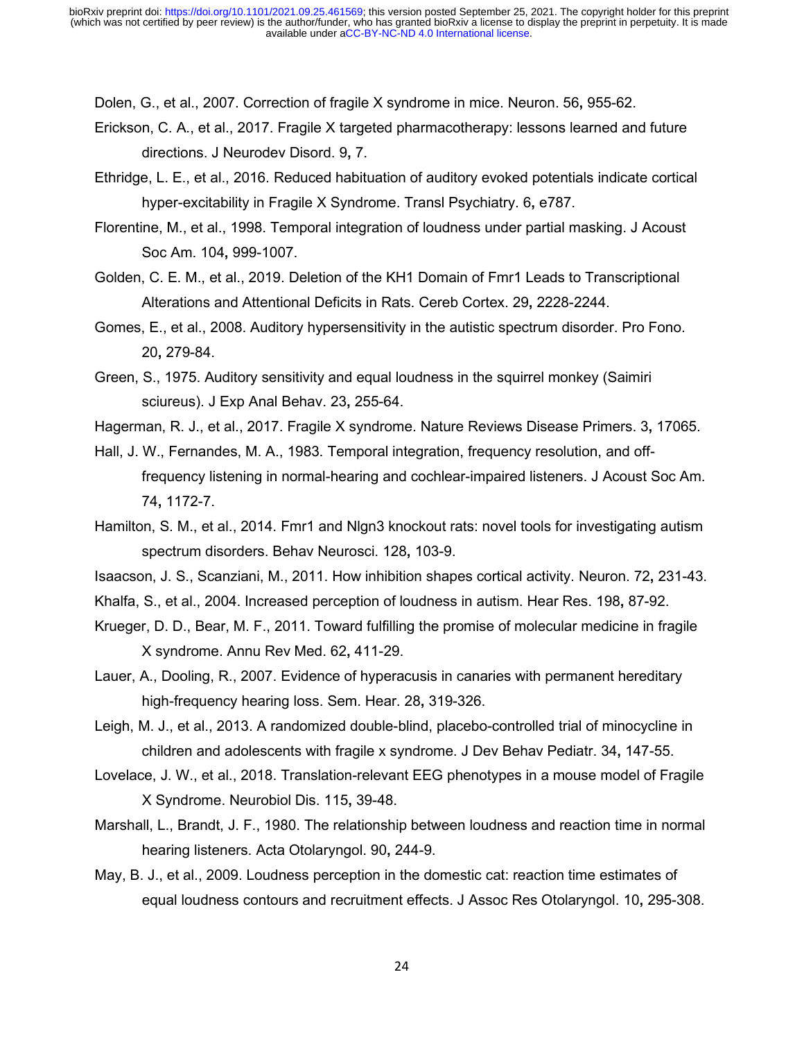Dolen, G., et al., 2007. Correction of fragile X syndrome in mice. Neuron. 56**,** 955-62.

Erickson, C. A., et al., 2017. Fragile X targeted pharmacotherapy: lessons learned and future directions. J Neurodev Disord. 9**,** 7.

Ethridge, L. E., et al., 2016. Reduced habituation of auditory evoked potentials indicate cortical hyper-excitability in Fragile X Syndrome. Transl Psychiatry. 6**,** e787.

Florentine, M., et al., 1998. Temporal integration of loudness under partial masking. J Acoust Soc Am. 104**,** 999-1007.

Golden, C. E. M., et al., 2019. Deletion of the KH1 Domain of Fmr1 Leads to Transcriptional Alterations and Attentional Deficits in Rats. Cereb Cortex. 29**,** 2228-2244.

Gomes, E., et al., 2008. Auditory hypersensitivity in the autistic spectrum disorder. Pro Fono. 20**,** 279-84.

Green, S., 1975. Auditory sensitivity and equal loudness in the squirrel monkey (Saimiri sciureus). J Exp Anal Behav. 23**,** 255-64.

Hagerman, R. J., et al., 2017. Fragile X syndrome. Nature Reviews Disease Primers. 3**,** 17065.

Hall, J. W., Fernandes, M. A., 1983. Temporal integration, frequency resolution, and off-frequency listening in normal-hearing and cochlear-impaired listeners. J Acoust Soc Am. 74**,** 1172-7.

Hamilton, S. M., et al., 2014. Fmr1 and Nlgn3 knockout rats: novel tools for investigating autism spectrum disorders. Behav Neurosci. 128**,** 103-9.

Isaacson, J. S., Scanziani, M., 2011. How inhibition shapes cortical activity. Neuron. 72**,** 231-43.

Khalfa, S., et al., 2004. Increased perception of loudness in autism. Hear Res. 198**,** 87-92.

Krueger, D. D., Bear, M. F., 2011. Toward fulfilling the promise of molecular medicine in fragile X syndrome. Annu Rev Med. 62**,** 411-29.

Lauer, A., Dooling, R., 2007. Evidence of hyperacusis in canaries with permanent hereditary high-frequency hearing loss. Sem. Hear. 28**,** 319-326.

Leigh, M. J., et al., 2013. A randomized double-blind, placebo-controlled trial of minocycline in children and adolescents with fragile x syndrome. J Dev Behav Pediatr. 34**,** 147-55.

Lovelace, J. W., et al., 2018. Translation-relevant EEG phenotypes in a mouse model of Fragile X Syndrome. Neurobiol Dis. 115**,** 39-48.

Marshall, L., Brandt, J. F., 1980. The relationship between loudness and reaction time in normal hearing listeners. Acta Otolaryngol. 90**,** 244-9.

May, B. J., et al., 2009. Loudness perception in the domestic cat: reaction time estimates of equal loudness contours and recruitment effects. J Assoc Res Otolaryngol. 10**,** 295-308.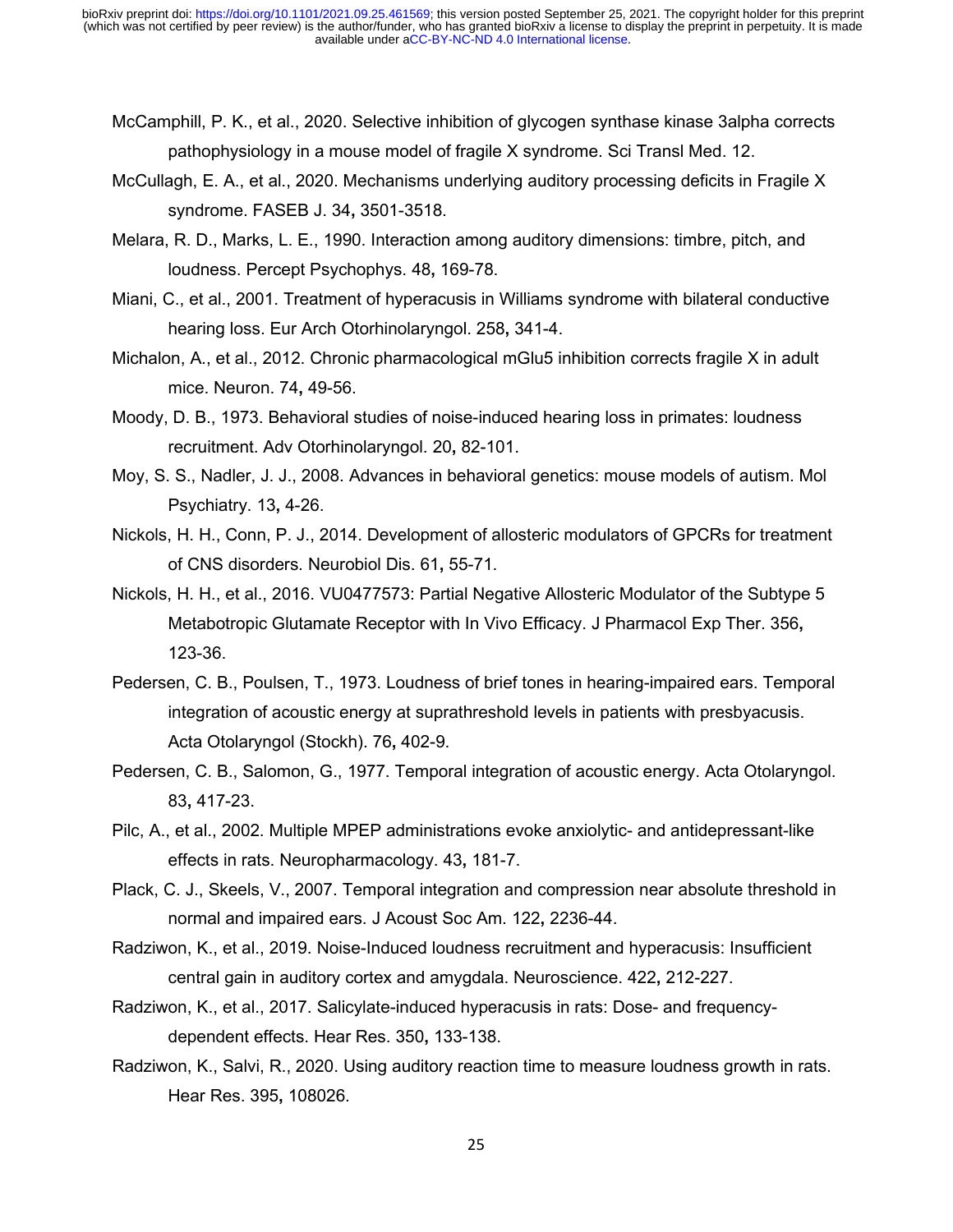McCamphill, P. K., et al., 2020. Selective inhibition of glycogen synthase kinase 3alpha corrects pathophysiology in a mouse model of fragile X syndrome. Sci Transl Med. 12.

McCullagh, E. A., et al., 2020. Mechanisms underlying auditory processing deficits in Fragile X syndrome. FASEB J. 34, 3501-3518.

Melara, R. D., Marks, L. E., 1990. Interaction among auditory dimensions: timbre, pitch, and loudness. Percept Psychophys. 48, 169-78.

Miani, C., et al., 2001. Treatment of hyperacusis in Williams syndrome with bilateral conductive hearing loss. Eur Arch Otorhinolaryngol. 258, 341-4.

Michalon, A., et al., 2012. Chronic pharmacological mGlu5 inhibition corrects fragile X in adult mice. Neuron. 74, 49-56.

Moody, D. B., 1973. Behavioral studies of noise-induced hearing loss in primates: loudness recruitment. Adv Otorhinolaryngol. 20, 82-101.

Moy, S. S., Nadler, J. J., 2008. Advances in behavioral genetics: mouse models of autism. Mol Psychiatry. 13, 4-26.

Nickols, H. H., Conn, P. J., 2014. Development of allosteric modulators of GPCRs for treatment of CNS disorders. Neurobiol Dis. 61, 55-71.

Nickols, H. H., et al., 2016. VU0477573: Partial Negative Allosteric Modulator of the Subtype 5 Metabotropic Glutamate Receptor with In Vivo Efficacy. J Pharmacol Exp Ther. 356, 123-36.

Pedersen, C. B., Poulsen, T., 1973. Loudness of brief tones in hearing-impaired ears. Temporal integration of acoustic energy at suprathreshold levels in patients with presbyacusis. Acta Otolaryngol (Stockh). 76, 402-9.

Pedersen, C. B., Salomon, G., 1977. Temporal integration of acoustic energy. Acta Otolaryngol. 83, 417-23.

Pilc, A., et al., 2002. Multiple MPEP administrations evoke anxiolytic- and antidepressant-like effects in rats. Neuropharmacology. 43, 181-7.

Plack, C. J., Skeels, V., 2007. Temporal integration and compression near absolute threshold in normal and impaired ears. J Acoust Soc Am. 122, 2236-44.

Radziwon, K., et al., 2019. Noise-Induced loudness recruitment and hyperacusis: Insufficient central gain in auditory cortex and amygdala. Neuroscience. 422, 212-227.

Radziwon, K., et al., 2017. Salicylate-induced hyperacusis in rats: Dose- and frequency-dependent effects. Hear Res. 350, 133-138.

Radziwon, K., Salvi, R., 2020. Using auditory reaction time to measure loudness growth in rats. Hear Res. 395, 108026.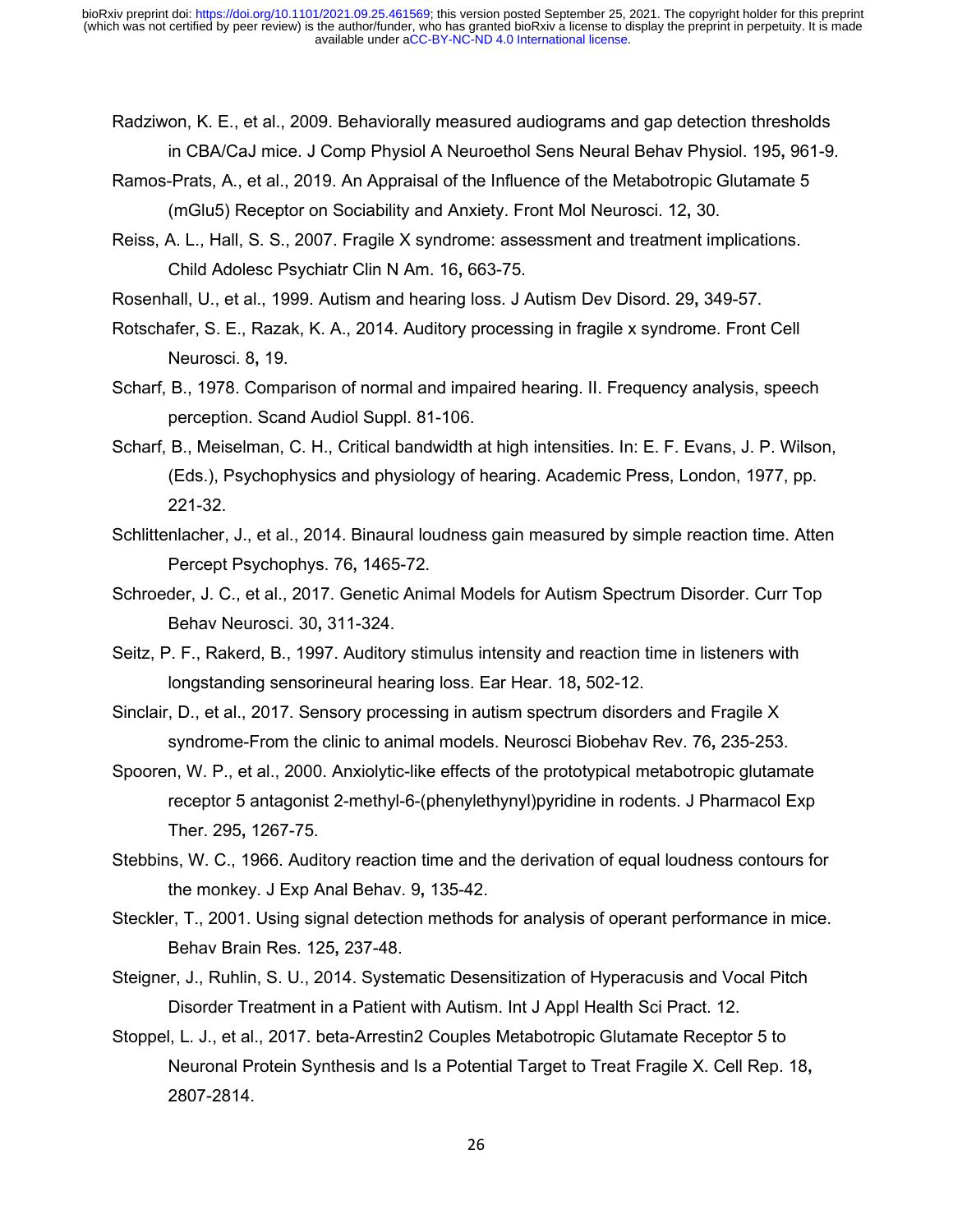Radziwon, K. E., et al., 2009. Behaviorally measured audiograms and gap detection thresholds in CBA/CaJ mice. J Comp Physiol A Neuroethol Sens Neural Behav Physiol. 195, 961-9.

Ramos-Prats, A., et al., 2019. An Appraisal of the Influence of the Metabotropic Glutamate 5 (mGlu5) Receptor on Sociability and Anxiety. Front Mol Neurosci. 12, 30.

Reiss, A. L., Hall, S. S., 2007. Fragile X syndrome: assessment and treatment implications. Child Adolesc Psychiatr Clin N Am. 16, 663-75.

Rosenhall, U., et al., 1999. Autism and hearing loss. J Autism Dev Disord. 29, 349-57.

Rotschafer, S. E., Razak, K. A., 2014. Auditory processing in fragile x syndrome. Front Cell Neurosci. 8, 19.

Scharf, B., 1978. Comparison of normal and impaired hearing. II. Frequency analysis, speech perception. Scand Audiol Suppl. 81-106.

Scharf, B., Meiselman, C. H., Critical bandwidth at high intensities. In: E. F. Evans, J. P. Wilson, (Eds.), Psychophysics and physiology of hearing. Academic Press, London, 1977, pp. 221-32.

Schlittenlacher, J., et al., 2014. Binaural loudness gain measured by simple reaction time. Atten Percept Psychophys. 76, 1465-72.

Schroeder, J. C., et al., 2017. Genetic Animal Models for Autism Spectrum Disorder. Curr Top Behav Neurosci. 30, 311-324.

Seitz, P. F., Rakerd, B., 1997. Auditory stimulus intensity and reaction time in listeners with longstanding sensorineural hearing loss. Ear Hear. 18, 502-12.

Sinclair, D., et al., 2017. Sensory processing in autism spectrum disorders and Fragile X syndrome-From the clinic to animal models. Neurosci Biobehav Rev. 76, 235-253.

Spooren, W. P., et al., 2000. Anxiolytic-like effects of the prototypical metabotropic glutamate receptor 5 antagonist 2-methyl-6-(phenylethynyl)pyridine in rodents. J Pharmacol Exp Ther. 295, 1267-75.

Stebbins, W. C., 1966. Auditory reaction time and the derivation of equal loudness contours for the monkey. J Exp Anal Behav. 9, 135-42.

Steckler, T., 2001. Using signal detection methods for analysis of operant performance in mice. Behav Brain Res. 125, 237-48.

Steigner, J., Ruhlin, S. U., 2014. Systematic Desensitization of Hyperacusis and Vocal Pitch Disorder Treatment in a Patient with Autism. Int J Appl Health Sci Pract. 12.

Stoppel, L. J., et al., 2017. beta-Arrestin2 Couples Metabotropic Glutamate Receptor 5 to Neuronal Protein Synthesis and Is a Potential Target to Treat Fragile X. Cell Rep. 18, 2807-2814.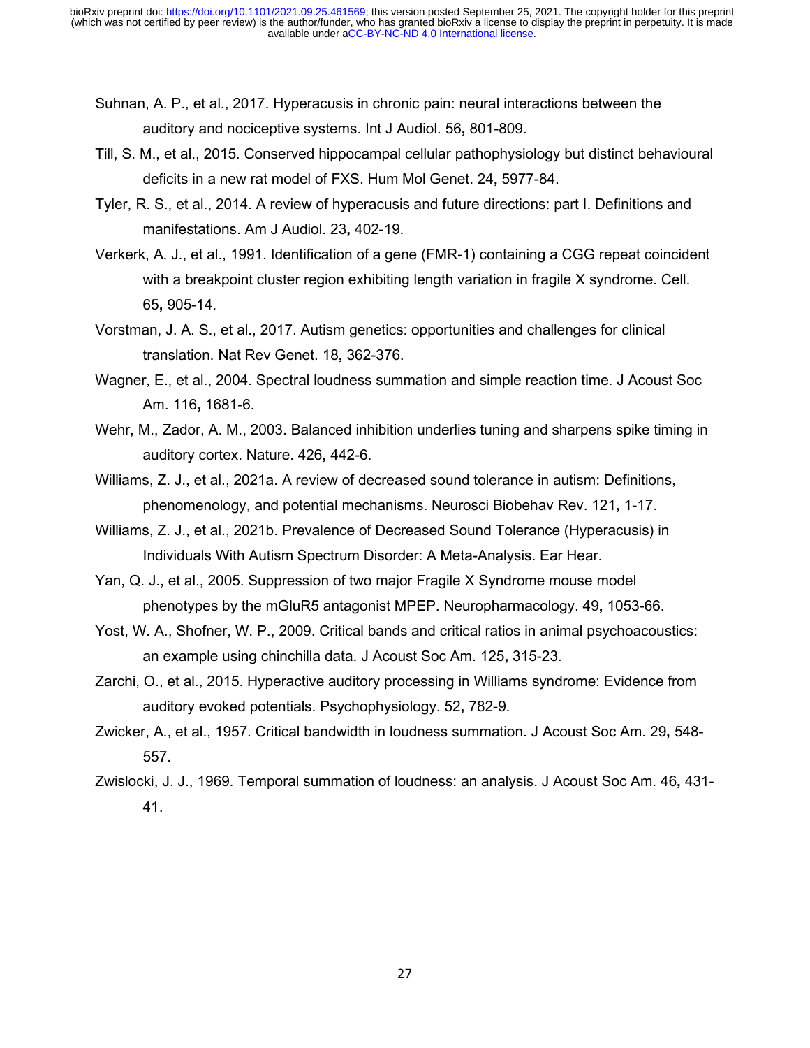Suhnan, A. P., et al., 2017. Hyperacusis in chronic pain: neural interactions between the auditory and nociceptive systems. Int J Audiol. 56, 801-809.

Till, S. M., et al., 2015. Conserved hippocampal cellular pathophysiology but distinct behavioural deficits in a new rat model of FXS. Hum Mol Genet. 24, 5977-84.

Tyler, R. S., et al., 2014. A review of hyperacusis and future directions: part I. Definitions and manifestations. Am J Audiol. 23, 402-19.

Verkerk, A. J., et al., 1991. Identification of a gene (FMR-1) containing a CGG repeat coincident with a breakpoint cluster region exhibiting length variation in fragile X syndrome. Cell. 65, 905-14.

Vorstman, J. A. S., et al., 2017. Autism genetics: opportunities and challenges for clinical translation. Nat Rev Genet. 18, 362-376.

Wagner, E., et al., 2004. Spectral loudness summation and simple reaction time. J Acoust Soc Am. 116, 1681-6.

Wehr, M., Zador, A. M., 2003. Balanced inhibition underlies tuning and sharpens spike timing in auditory cortex. Nature. 426, 442-6.

Williams, Z. J., et al., 2021a. A review of decreased sound tolerance in autism: Definitions, phenomenology, and potential mechanisms. Neurosci Biobehav Rev. 121, 1-17.

Williams, Z. J., et al., 2021b. Prevalence of Decreased Sound Tolerance (Hyperacusis) in Individuals With Autism Spectrum Disorder: A Meta-Analysis. Ear Hear.

Yan, Q. J., et al., 2005. Suppression of two major Fragile X Syndrome mouse model phenotypes by the mGluR5 antagonist MPEP. Neuropharmacology. 49, 1053-66.

Yost, W. A., Shofner, W. P., 2009. Critical bands and critical ratios in animal psychoacoustics: an example using chinchilla data. J Acoust Soc Am. 125, 315-23.

Zarchi, O., et al., 2015. Hyperactive auditory processing in Williams syndrome: Evidence from auditory evoked potentials. Psychophysiology. 52, 782-9.

Zwicker, A., et al., 1957. Critical bandwidth in loudness summation. J Acoust Soc Am. 29, 548-557.

Zwislocki, J. J., 1969. Temporal summation of loudness: an analysis. J Acoust Soc Am. 46, 431-41.